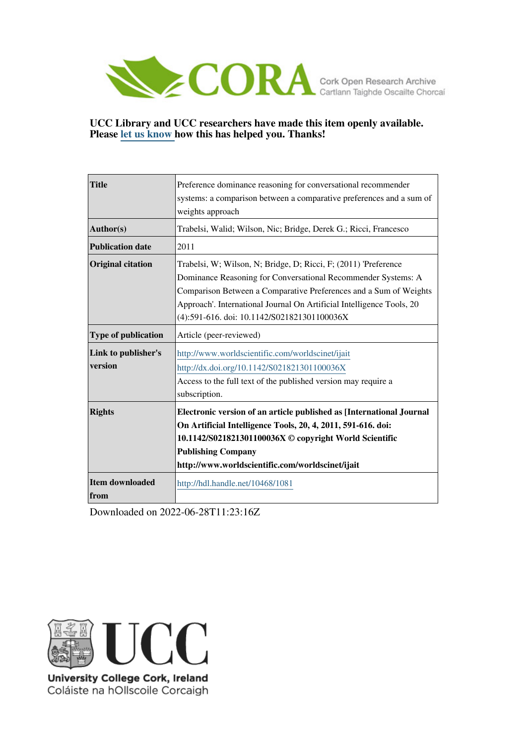CORA Cork Open Research Archive
Cartlann Taighde Oscailte Chorcaí

**UCC Library and UCC researchers have made this item openly available. Please let us know how this has helped you. Thanks!**

| | |
|---|---|
| **Title** | Preference dominance reasoning for conversational recommender systems: a comparison between a comparative preferences and a sum of weights approach |
| **Author(s)** | Trabelsi, Walid; Wilson, Nic; Bridge, Derek G.; Ricci, Francesco |
| **Publication date** | 2011 |
| **Original citation** | Trabelsi, W; Wilson, N; Bridge, D; Ricci, F; (2011) 'Preference Dominance Reasoning for Conversational Recommender Systems: A Comparison Between a Comparative Preferences and a Sum of Weights Approach'. International Journal On Artificial Intelligence Tools, 20 (4):591-616. doi: 10.1142/S021821301100036X |
| **Type of publication** | Article (peer-reviewed) |
| **Link to publisher's version** | http://www.worldscientific.com/worldscinet/ijait http://dx.doi.org/10.1142/S021821301100036X Access to the full text of the published version may require a subscription. |
| **Rights** | **Electronic version of an article published as [International Journal On Artificial Intelligence Tools, 20, 4, 2011, 591-616. doi: 10.1142/S021821301100036X © copyright World Scientific Publishing Company http://www.worldscientific.com/worldscinet/ijait** |
| **Item downloaded from** | http://hdl.handle.net/10468/1081 |

Downloaded on 2022-06-28T11:23:16Z

UCC
University College Cork, Ireland
Coláiste na hOllscoile Corcaigh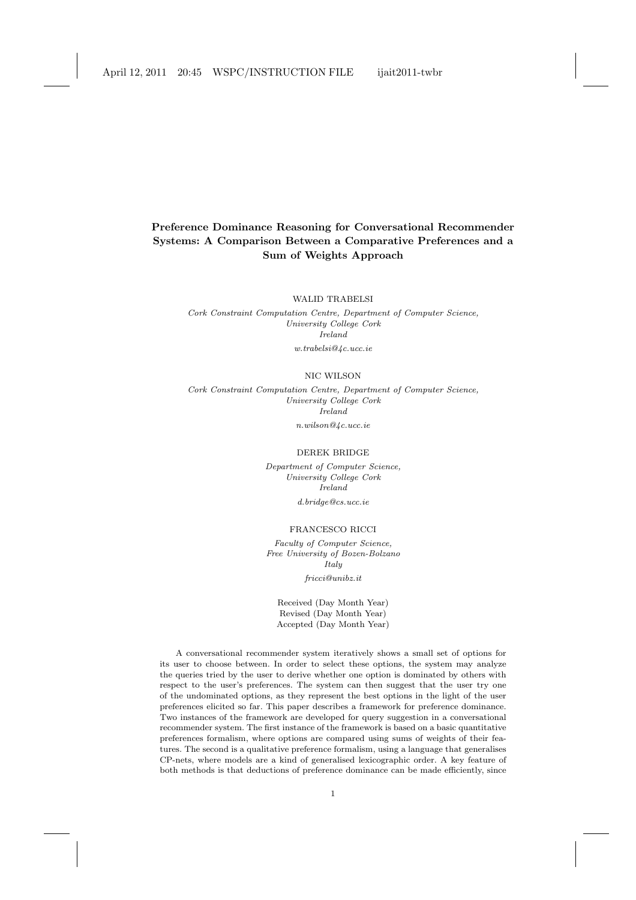# Preference Dominance Reasoning for Conversational Recommender Systems: A Comparison Between a Comparative Preferences and a Sum of Weights Approach

WALID TRABELSI

*Cork Constraint Computation Centre, Department of Computer Science,*
*University College Cork*
*Ireland*
*w.trabelsi@4c.ucc.ie*

NIC WILSON

*Cork Constraint Computation Centre, Department of Computer Science,*
*University College Cork*
*Ireland*
*n.wilson@4c.ucc.ie*

DEREK BRIDGE

*Department of Computer Science,*
*University College Cork*
*Ireland*
*d.bridge@cs.ucc.ie*

FRANCESCO RICCI

*Faculty of Computer Science,*
*Free University of Bozen-Bolzano*
*Italy*
*fricci@unibz.it*

Received (Day Month Year)
Revised (Day Month Year)
Accepted (Day Month Year)

A conversational recommender system iteratively shows a small set of options for its user to choose between. In order to select these options, the system may analyze the queries tried by the user to derive whether one option is dominated by others with respect to the user's preferences. The system can then suggest that the user try one of the undominated options, as they represent the best options in the light of the user preferences elicited so far. This paper describes a framework for preference dominance. Two instances of the framework are developed for query suggestion in a conversational recommender system. The first instance of the framework is based on a basic quantitative preferences formalism, where options are compared using sums of weights of their features. The second is a qualitative preference formalism, using a language that generalises CP-nets, where models are a kind of generalised lexicographic order. A key feature of both methods is that deductions of preference dominance can be made efficiently, since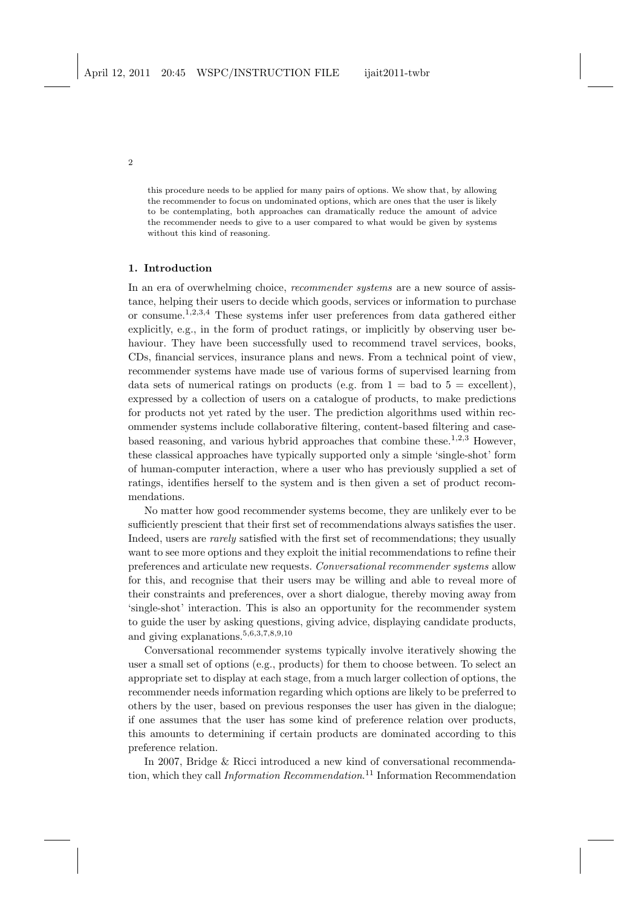this procedure needs to be applied for many pairs of options. We show that, by allowing the recommender to focus on undominated options, which are ones that the user is likely to be contemplating, both approaches can dramatically reduce the amount of advice the recommender needs to give to a user compared to what would be given by systems without this kind of reasoning.

## 1. Introduction

In an era of overwhelming choice, *recommender systems* are a new source of assistance, helping their users to decide which goods, services or information to purchase or consume.[1,2,3,4] These systems infer user preferences from data gathered either explicitly, e.g., in the form of product ratings, or implicitly by observing user behaviour. They have been successfully used to recommend travel services, books, CDs, financial services, insurance plans and news. From a technical point of view, recommender systems have made use of various forms of supervised learning from data sets of numerical ratings on products (e.g. from 1 = bad to 5 = excellent), expressed by a collection of users on a catalogue of products, to make predictions for products not yet rated by the user. The prediction algorithms used within recommender systems include collaborative filtering, content-based filtering and case-based reasoning, and various hybrid approaches that combine these.[1,2,3] However, these classical approaches have typically supported only a simple 'single-shot' form of human-computer interaction, where a user who has previously supplied a set of ratings, identifies herself to the system and is then given a set of product recommendations.

No matter how good recommender systems become, they are unlikely ever to be sufficiently prescient that their first set of recommendations always satisfies the user. Indeed, users are *rarely* satisfied with the first set of recommendations; they usually want to see more options and they exploit the initial recommendations to refine their preferences and articulate new requests. *Conversational recommender systems* allow for this, and recognise that their users may be willing and able to reveal more of their constraints and preferences, over a short dialogue, thereby moving away from 'single-shot' interaction. This is also an opportunity for the recommender system to guide the user by asking questions, giving advice, displaying candidate products, and giving explanations.[5,6,3,7,8,9,10]

Conversational recommender systems typically involve iteratively showing the user a small set of options (e.g., products) for them to choose between. To select an appropriate set to display at each stage, from a much larger collection of options, the recommender needs information regarding which options are likely to be preferred to others by the user, based on previous responses the user has given in the dialogue; if one assumes that the user has some kind of preference relation over products, this amounts to determining if certain products are dominated according to this preference relation.

In 2007, Bridge & Ricci introduced a new kind of conversational recommendation, which they call *Information Recommendation*.[11] Information Recommendation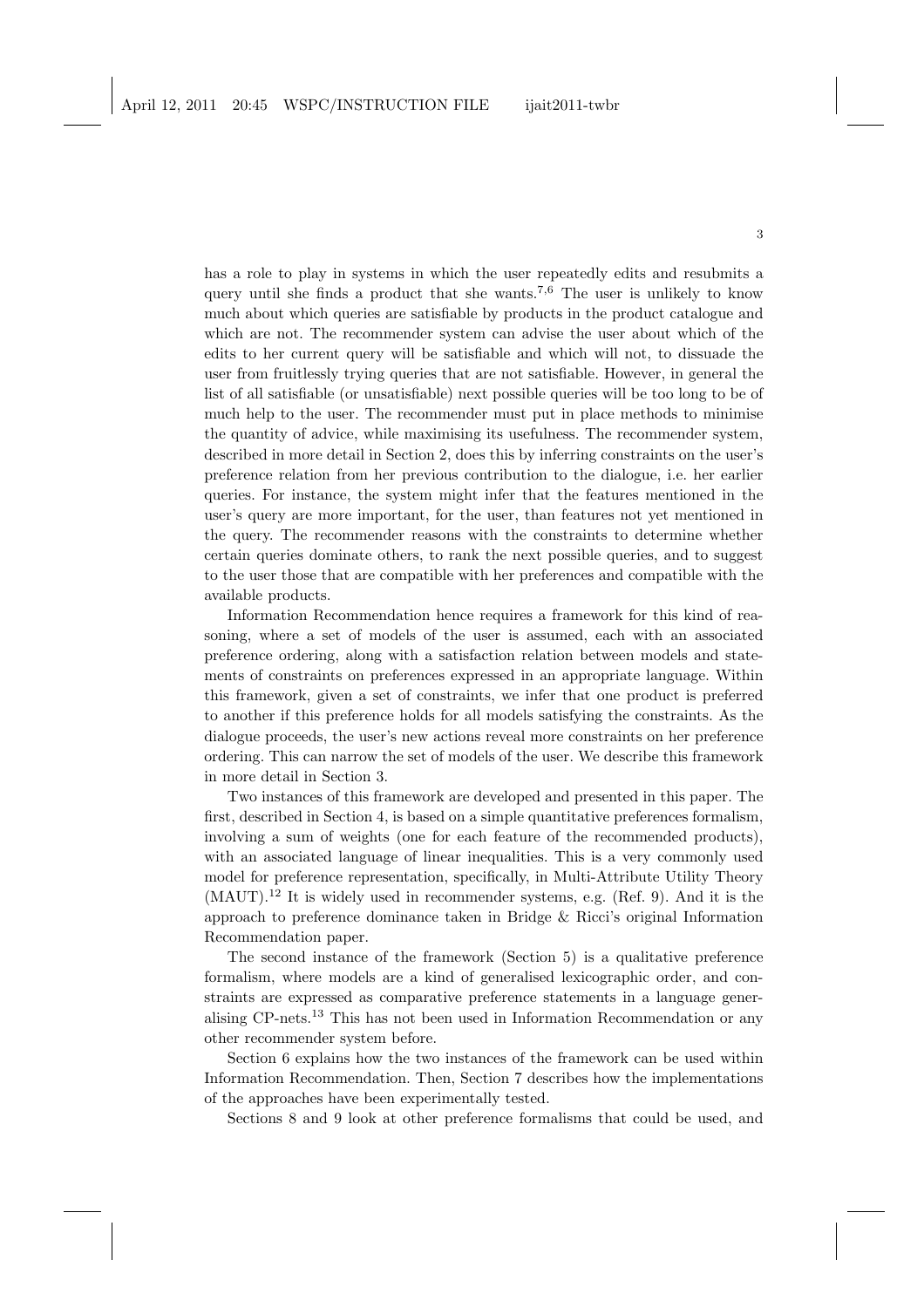has a role to play in systems in which the user repeatedly edits and resubmits a query until she finds a product that she wants.[7,6] The user is unlikely to know much about which queries are satisfiable by products in the product catalogue and which are not. The recommender system can advise the user about which of the edits to her current query will be satisfiable and which will not, to dissuade the user from fruitlessly trying queries that are not satisfiable. However, in general the list of all satisfiable (or unsatisfiable) next possible queries will be too long to be of much help to the user. The recommender must put in place methods to minimise the quantity of advice, while maximising its usefulness. The recommender system, described in more detail in Section 2, does this by inferring constraints on the user's preference relation from her previous contribution to the dialogue, i.e. her earlier queries. For instance, the system might infer that the features mentioned in the user's query are more important, for the user, than features not yet mentioned in the query. The recommender reasons with the constraints to determine whether certain queries dominate others, to rank the next possible queries, and to suggest to the user those that are compatible with her preferences and compatible with the available products.

Information Recommendation hence requires a framework for this kind of reasoning, where a set of models of the user is assumed, each with an associated preference ordering, along with a satisfaction relation between models and statements of constraints on preferences expressed in an appropriate language. Within this framework, given a set of constraints, we infer that one product is preferred to another if this preference holds for all models satisfying the constraints. As the dialogue proceeds, the user's new actions reveal more constraints on her preference ordering. This can narrow the set of models of the user. We describe this framework in more detail in Section 3.

Two instances of this framework are developed and presented in this paper. The first, described in Section 4, is based on a simple quantitative preferences formalism, involving a sum of weights (one for each feature of the recommended products), with an associated language of linear inequalities. This is a very commonly used model for preference representation, specifically, in Multi-Attribute Utility Theory (MAUT).[12] It is widely used in recommender systems, e.g. (Ref. 9). And it is the approach to preference dominance taken in Bridge & Ricci's original Information Recommendation paper.

The second instance of the framework (Section 5) is a qualitative preference formalism, where models are a kind of generalised lexicographic order, and constraints are expressed as comparative preference statements in a language generalising CP-nets.[13] This has not been used in Information Recommendation or any other recommender system before.

Section 6 explains how the two instances of the framework can be used within Information Recommendation. Then, Section 7 describes how the implementations of the approaches have been experimentally tested.

Sections 8 and 9 look at other preference formalisms that could be used, and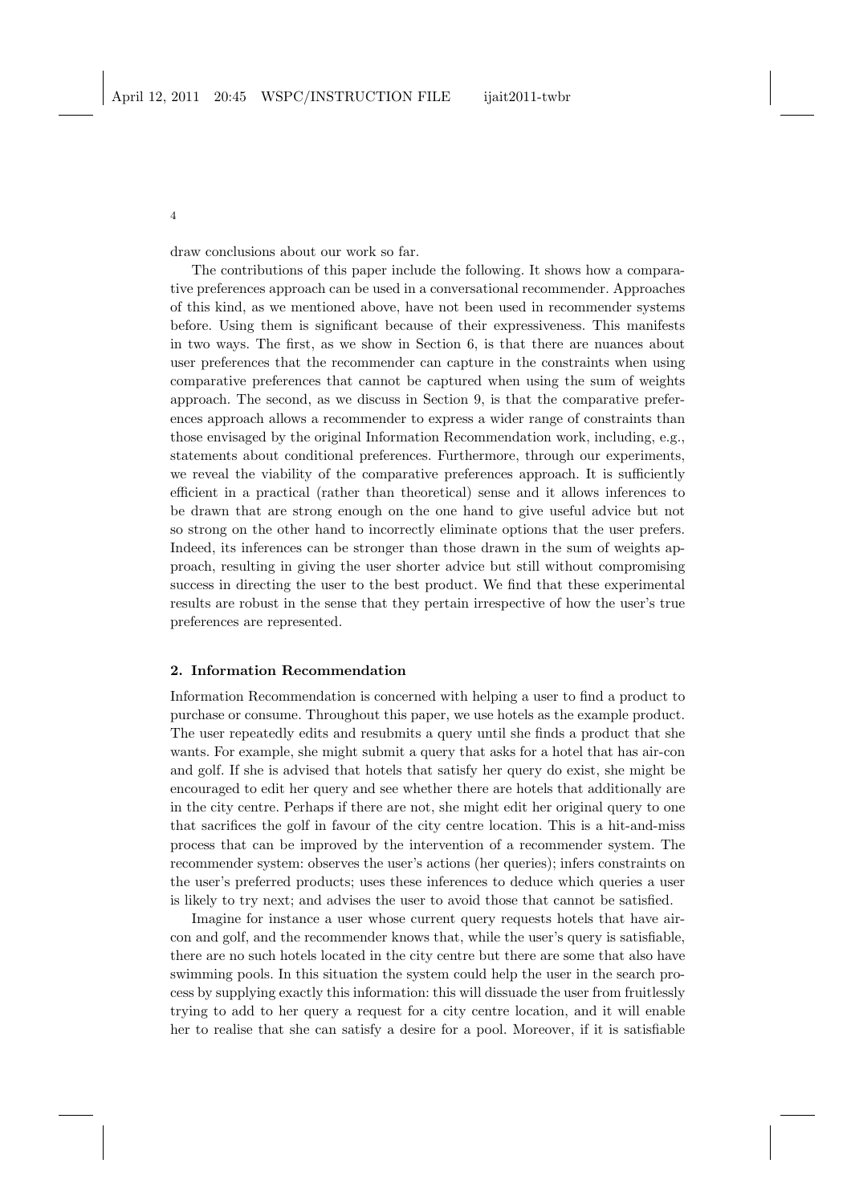draw conclusions about our work so far.

The contributions of this paper include the following. It shows how a comparative preferences approach can be used in a conversational recommender. Approaches of this kind, as we mentioned above, have not been used in recommender systems before. Using them is significant because of their expressiveness. This manifests in two ways. The first, as we show in Section 6, is that there are nuances about user preferences that the recommender can capture in the constraints when using comparative preferences that cannot be captured when using the sum of weights approach. The second, as we discuss in Section 9, is that the comparative preferences approach allows a recommender to express a wider range of constraints than those envisaged by the original Information Recommendation work, including, e.g., statements about conditional preferences. Furthermore, through our experiments, we reveal the viability of the comparative preferences approach. It is sufficiently efficient in a practical (rather than theoretical) sense and it allows inferences to be drawn that are strong enough on the one hand to give useful advice but not so strong on the other hand to incorrectly eliminate options that the user prefers. Indeed, its inferences can be stronger than those drawn in the sum of weights approach, resulting in giving the user shorter advice but still without compromising success in directing the user to the best product. We find that these experimental results are robust in the sense that they pertain irrespective of how the user's true preferences are represented.

## 2. Information Recommendation

Information Recommendation is concerned with helping a user to find a product to purchase or consume. Throughout this paper, we use hotels as the example product. The user repeatedly edits and resubmits a query until she finds a product that she wants. For example, she might submit a query that asks for a hotel that has air-con and golf. If she is advised that hotels that satisfy her query do exist, she might be encouraged to edit her query and see whether there are hotels that additionally are in the city centre. Perhaps if there are not, she might edit her original query to one that sacrifices the golf in favour of the city centre location. This is a hit-and-miss process that can be improved by the intervention of a recommender system. The recommender system: observes the user's actions (her queries); infers constraints on the user's preferred products; uses these inferences to deduce which queries a user is likely to try next; and advises the user to avoid those that cannot be satisfied.

Imagine for instance a user whose current query requests hotels that have air-con and golf, and the recommender knows that, while the user's query is satisfiable, there are no such hotels located in the city centre but there are some that also have swimming pools. In this situation the system could help the user in the search process by supplying exactly this information: this will dissuade the user from fruitlessly trying to add to her query a request for a city centre location, and it will enable her to realise that she can satisfy a desire for a pool. Moreover, if it is satisfiable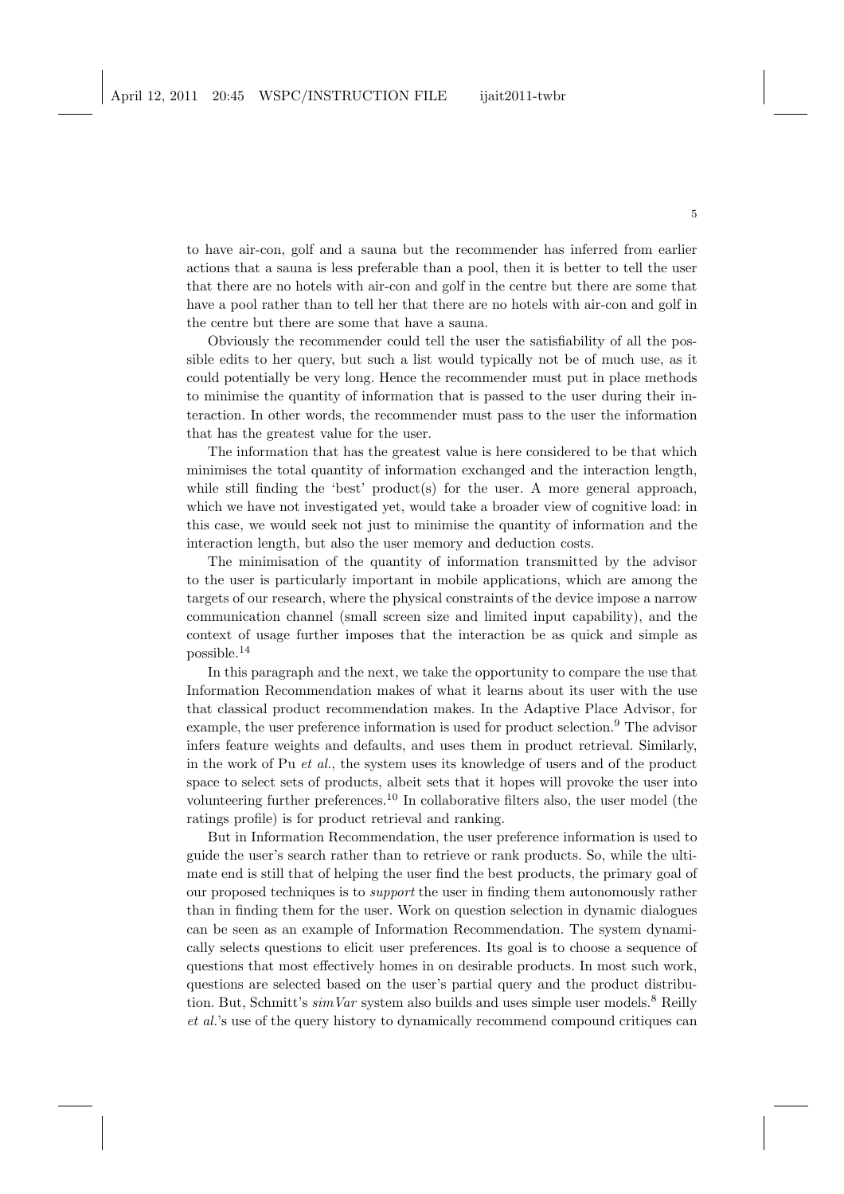to have air-con, golf and a sauna but the recommender has inferred from earlier actions that a sauna is less preferable than a pool, then it is better to tell the user that there are no hotels with air-con and golf in the centre but there are some that have a pool rather than to tell her that there are no hotels with air-con and golf in the centre but there are some that have a sauna.

Obviously the recommender could tell the user the satisfiability of all the possible edits to her query, but such a list would typically not be of much use, as it could potentially be very long. Hence the recommender must put in place methods to minimise the quantity of information that is passed to the user during their interaction. In other words, the recommender must pass to the user the information that has the greatest value for the user.

The information that has the greatest value is here considered to be that which minimises the total quantity of information exchanged and the interaction length, while still finding the 'best' product(s) for the user. A more general approach, which we have not investigated yet, would take a broader view of cognitive load: in this case, we would seek not just to minimise the quantity of information and the interaction length, but also the user memory and deduction costs.

The minimisation of the quantity of information transmitted by the advisor to the user is particularly important in mobile applications, which are among the targets of our research, where the physical constraints of the device impose a narrow communication channel (small screen size and limited input capability), and the context of usage further imposes that the interaction be as quick and simple as possible.[14]

In this paragraph and the next, we take the opportunity to compare the use that Information Recommendation makes of what it learns about its user with the use that classical product recommendation makes. In the Adaptive Place Advisor, for example, the user preference information is used for product selection.[9] The advisor infers feature weights and defaults, and uses them in product retrieval. Similarly, in the work of Pu *et al.*, the system uses its knowledge of users and of the product space to select sets of products, albeit sets that it hopes will provoke the user into volunteering further preferences.[10] In collaborative filters also, the user model (the ratings profile) is for product retrieval and ranking.

But in Information Recommendation, the user preference information is used to guide the user's search rather than to retrieve or rank products. So, while the ultimate end is still that of helping the user find the best products, the primary goal of our proposed techniques is to *support* the user in finding them autonomously rather than in finding them for the user. Work on question selection in dynamic dialogues can be seen as an example of Information Recommendation. The system dynamically selects questions to elicit user preferences. Its goal is to choose a sequence of questions that most effectively homes in on desirable products. In most such work, questions are selected based on the user's partial query and the product distribution. But, Schmitt's *simVar* system also builds and uses simple user models.[8] Reilly *et al.*'s use of the query history to dynamically recommend compound critiques can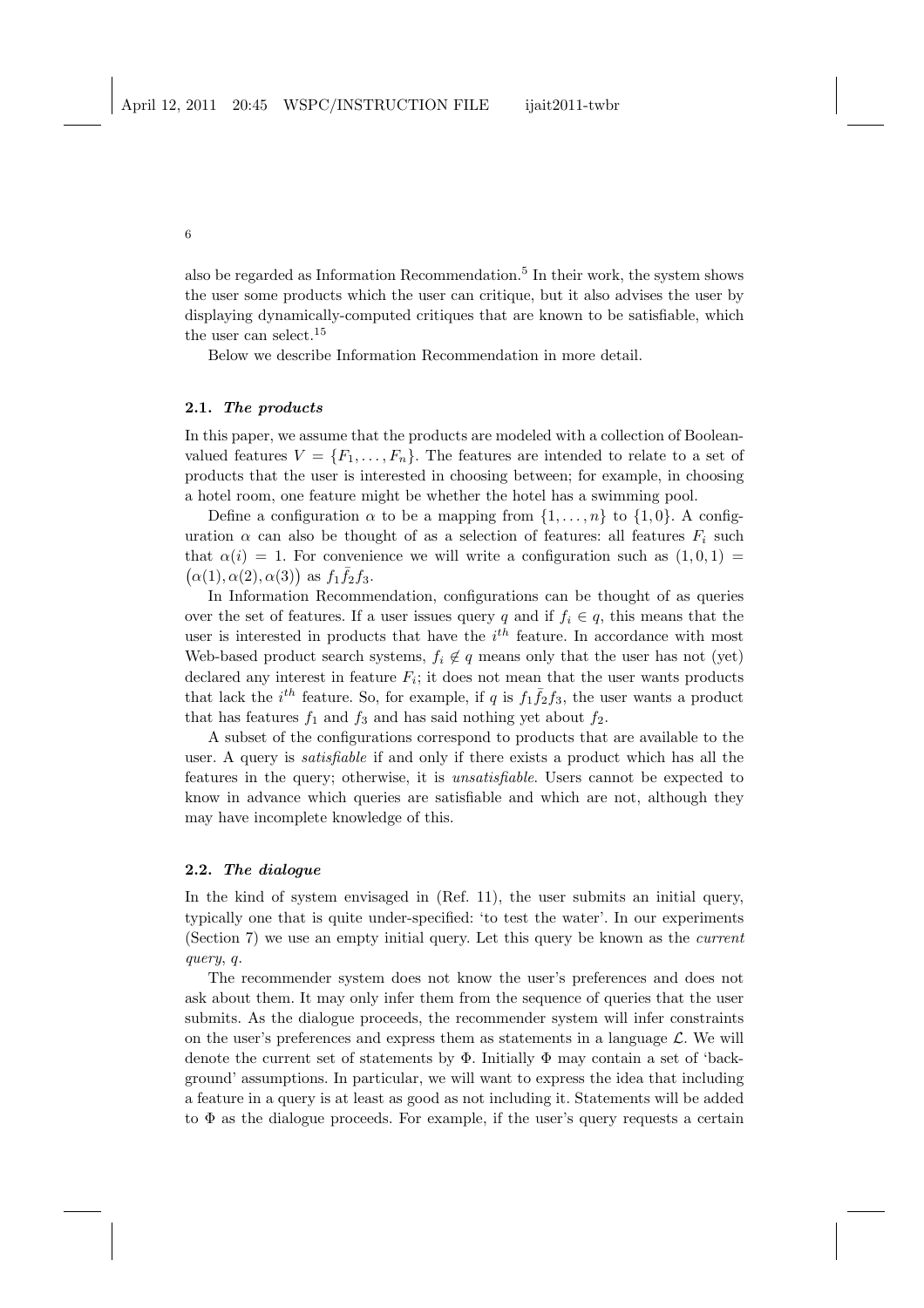also be regarded as Information Recommendation.[5] In their work, the system shows the user some products which the user can critique, but it also advises the user by displaying dynamically-computed critiques that are known to be satisfiable, which the user can select.[15]

Below we describe Information Recommendation in more detail.

### 2.1. *The products*

In this paper, we assume that the products are modeled with a collection of Boolean-valued features $V = \{F_1, \ldots, F_n\}$. The features are intended to relate to a set of products that the user is interested in choosing between; for example, in choosing a hotel room, one feature might be whether the hotel has a swimming pool.

Define a configuration $\alpha$ to be a mapping from $\{1, \ldots, n\}$ to $\{1, 0\}$. A configuration $\alpha$ can also be thought of as a selection of features: all features $F_i$ such that $\alpha(i) = 1$. For convenience we will write a configuration such as $(1, 0, 1) = \big(\alpha(1), \alpha(2), \alpha(3)\big)$ as $f_1 \bar{f}_2 f_3$.

In Information Recommendation, configurations can be thought of as queries over the set of features. If a user issues query $q$ and if $f_i \in q$, this means that the user is interested in products that have the $i^{th}$ feature. In accordance with most Web-based product search systems, $f_i \notin q$ means only that the user has not (yet) declared any interest in feature $F_i$; it does not mean that the user wants products that lack the $i^{th}$ feature. So, for example, if $q$ is $f_1 \bar{f}_2 f_3$, the user wants a product that has features $f_1$ and $f_3$ and has said nothing yet about $f_2$.

A subset of the configurations correspond to products that are available to the user. A query is *satisfiable* if and only if there exists a product which has all the features in the query; otherwise, it is *unsatisfiable*. Users cannot be expected to know in advance which queries are satisfiable and which are not, although they may have incomplete knowledge of this.

### 2.2. *The dialogue*

In the kind of system envisaged in (Ref. 11), the user submits an initial query, typically one that is quite under-specified: 'to test the water'. In our experiments (Section 7) we use an empty initial query. Let this query be known as the *current query*, $q$.

The recommender system does not know the user's preferences and does not ask about them. It may only infer them from the sequence of queries that the user submits. As the dialogue proceeds, the recommender system will infer constraints on the user's preferences and express them as statements in a language $\mathcal{L}$. We will denote the current set of statements by $\Phi$. Initially $\Phi$ may contain a set of 'background' assumptions. In particular, we will want to express the idea that including a feature in a query is at least as good as not including it. Statements will be added to $\Phi$ as the dialogue proceeds. For example, if the user's query requests a certain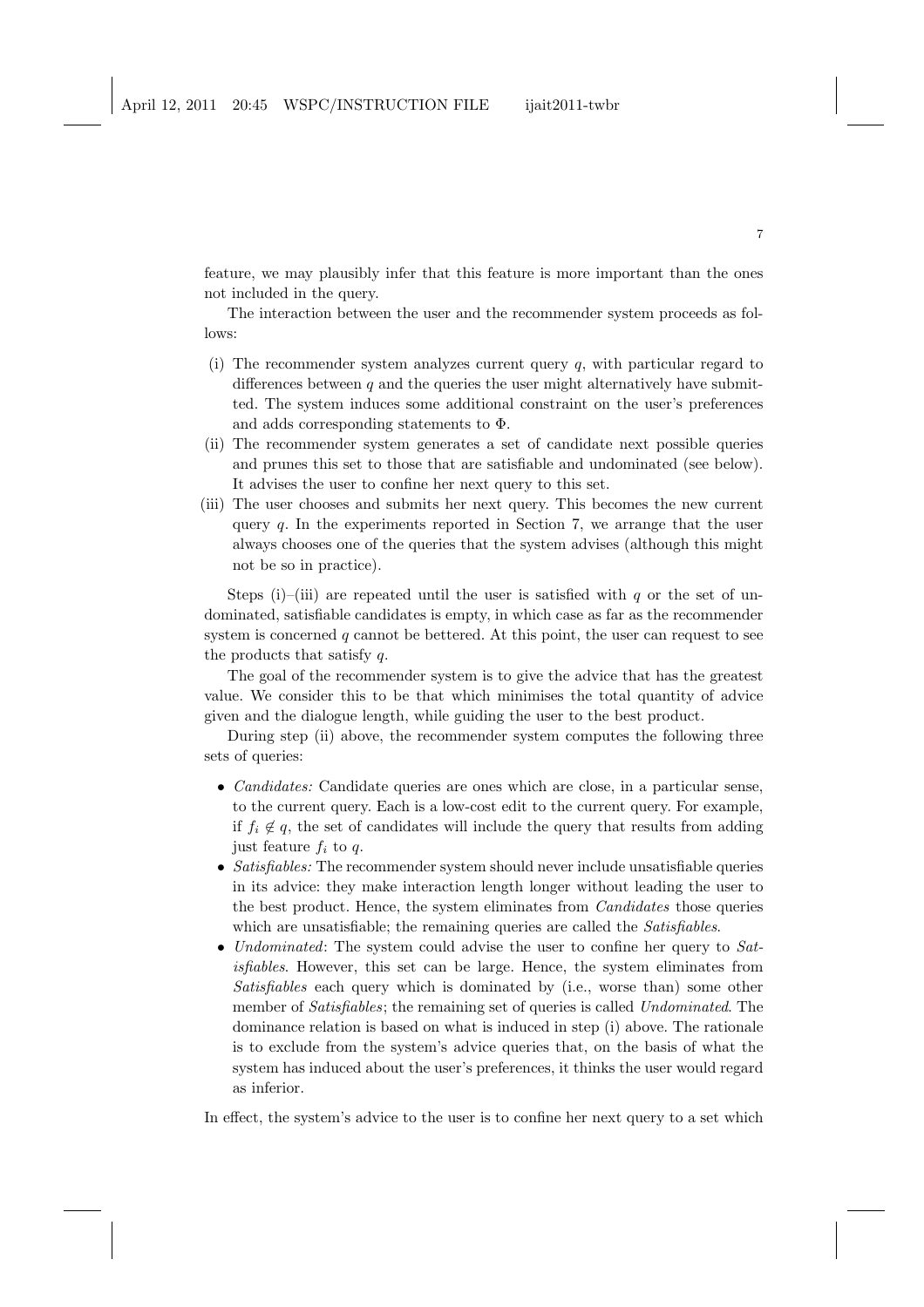feature, we may plausibly infer that this feature is more important than the ones not included in the query.

The interaction between the user and the recommender system proceeds as follows:

(i) The recommender system analyzes current query $q$, with particular regard to differences between $q$ and the queries the user might alternatively have submitted. The system induces some additional constraint on the user's preferences and adds corresponding statements to $\Phi$.
(ii) The recommender system generates a set of candidate next possible queries and prunes this set to those that are satisfiable and undominated (see below). It advises the user to confine her next query to this set.
(iii) The user chooses and submits her next query. This becomes the new current query $q$. In the experiments reported in Section 7, we arrange that the user always chooses one of the queries that the system advises (although this might not be so in practice).

Steps (i)–(iii) are repeated until the user is satisfied with $q$ or the set of undominated, satisfiable candidates is empty, in which case as far as the recommender system is concerned $q$ cannot be bettered. At this point, the user can request to see the products that satisfy $q$.

The goal of the recommender system is to give the advice that has the greatest value. We consider this to be that which minimises the total quantity of advice given and the dialogue length, while guiding the user to the best product.

During step (ii) above, the recommender system computes the following three sets of queries:

- *Candidates:* Candidate queries are ones which are close, in a particular sense, to the current query. Each is a low-cost edit to the current query. For example, if $f_i \notin q$, the set of candidates will include the query that results from adding just feature $f_i$ to $q$.
- *Satisfiables:* The recommender system should never include unsatisfiable queries in its advice: they make interaction length longer without leading the user to the best product. Hence, the system eliminates from *Candidates* those queries which are unsatisfiable; the remaining queries are called the *Satisfiables*.
- *Undominated*: The system could advise the user to confine her query to *Satisfiables*. However, this set can be large. Hence, the system eliminates from *Satisfiables* each query which is dominated by (i.e., worse than) some other member of *Satisfiables*; the remaining set of queries is called *Undominated*. The dominance relation is based on what is induced in step (i) above. The rationale is to exclude from the system's advice queries that, on the basis of what the system has induced about the user's preferences, it thinks the user would regard as inferior.

In effect, the system's advice to the user is to confine her next query to a set which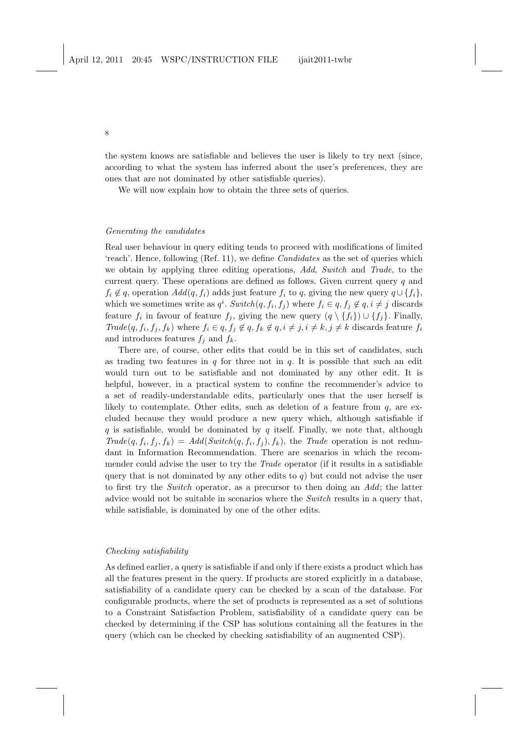the system knows are satisfiable and believes the user is likely to try next (since, according to what the system has inferred about the user's preferences, they are ones that are not dominated by other satisfiable queries).

We will now explain how to obtain the three sets of queries.

*Generating the candidates*

Real user behaviour in query editing tends to proceed with modifications of limited 'reach'. Hence, following (Ref. 11), we define *Candidates* as the set of queries which we obtain by applying three editing operations, *Add*, *Switch* and *Trade*, to the current query. These operations are defined as follows. Given current query $q$ and $f_i \notin q$, operation $Add(q, f_i)$ adds just feature $f_i$ to $q$, giving the new query $q \cup \{f_i\}$, which we sometimes write as $q^i$. $Switch(q, f_i, f_j)$ where $f_i \in q, f_j \notin q, i \neq j$ discards feature $f_i$ in favour of feature $f_j$, giving the new query $(q \setminus \{f_i\}) \cup \{f_j\}$. Finally, $Trade(q, f_i, f_j, f_k)$ where $f_i \in q, f_j \notin q, f_k \notin q, i \neq j, i \neq k, j \neq k$ discards feature $f_i$ and introduces features $f_j$ and $f_k$.

There are, of course, other edits that could be in this set of candidates, such as trading two features in $q$ for three not in $q$. It is possible that such an edit would turn out to be satisfiable and not dominated by any other edit. It is helpful, however, in a practical system to confine the recommender's advice to a set of readily-understandable edits, particularly ones that the user herself is likely to contemplate. Other edits, such as deletion of a feature from $q$, are excluded because they would produce a new query which, although satisfiable if $q$ is satisfiable, would be dominated by $q$ itself. Finally, we note that, although $Trade(q, f_i, f_j, f_k) = Add(Switch(q, f_i, f_j), f_k)$, the *Trade* operation is not redundant in Information Recommendation. There are scenarios in which the recommender could advise the user to try the *Trade* operator (if it results in a satisfiable query that is not dominated by any other edits to $q$) but could not advise the user to first try the *Switch* operator, as a precursor to then doing an *Add*; the latter advice would not be suitable in scenarios where the *Switch* results in a query that, while satisfiable, is dominated by one of the other edits.

*Checking satisfiability*

As defined earlier, a query is satisfiable if and only if there exists a product which has all the features present in the query. If products are stored explicitly in a database, satisfiability of a candidate query can be checked by a scan of the database. For configurable products, where the set of products is represented as a set of solutions to a Constraint Satisfaction Problem, satisfiability of a candidate query can be checked by determining if the CSP has solutions containing all the features in the query (which can be checked by checking satisfiability of an augmented CSP).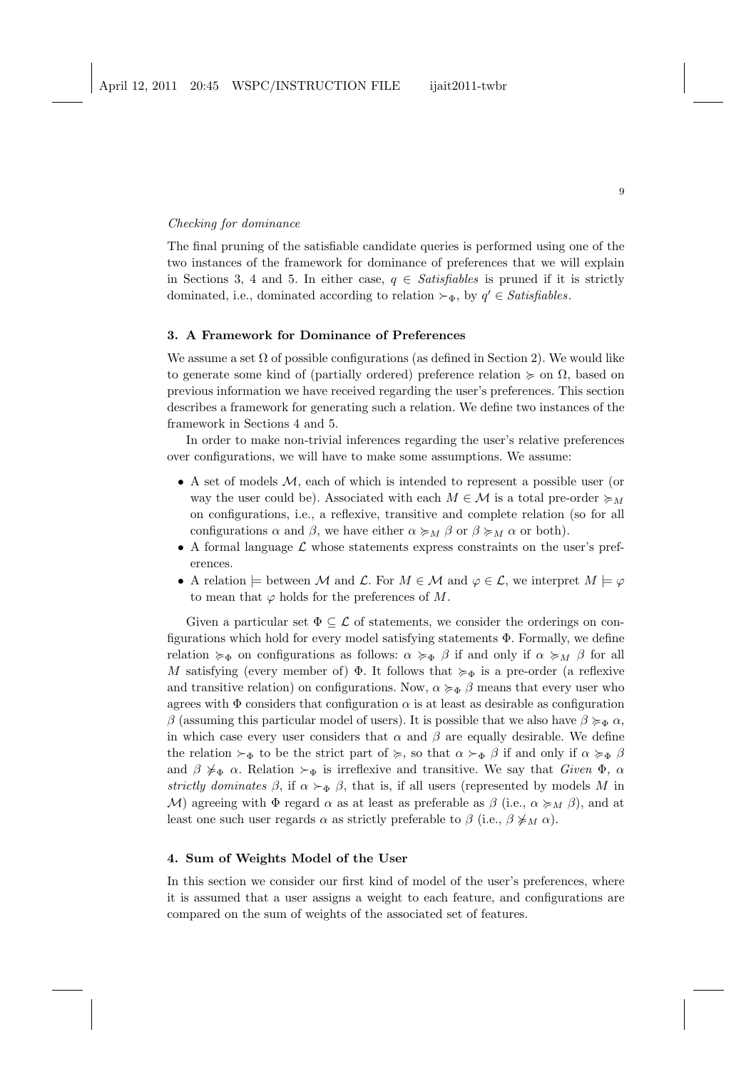*Checking for dominance*

The final pruning of the satisfiable candidate queries is performed using one of the two instances of the framework for dominance of preferences that we will explain in Sections 3, 4 and 5. In either case, $q \in$ *Satisfiables* is pruned if it is strictly dominated, i.e., dominated according to relation $\succ_\Phi$, by $q' \in$ *Satisfiables*.

## 3. A Framework for Dominance of Preferences

We assume a set $\Omega$ of possible configurations (as defined in Section 2). We would like to generate some kind of (partially ordered) preference relation $\succcurlyeq$ on $\Omega$, based on previous information we have received regarding the user's preferences. This section describes a framework for generating such a relation. We define two instances of the framework in Sections 4 and 5.

In order to make non-trivial inferences regarding the user's relative preferences over configurations, we will have to make some assumptions. We assume:

- A set of models $\mathcal{M}$, each of which is intended to represent a possible user (or way the user could be). Associated with each $M \in \mathcal{M}$ is a total pre-order $\succcurlyeq_M$ on configurations, i.e., a reflexive, transitive and complete relation (so for all configurations $\alpha$ and $\beta$, we have either $\alpha \succcurlyeq_M \beta$ or $\beta \succcurlyeq_M \alpha$ or both).
- A formal language $\mathcal{L}$ whose statements express constraints on the user's preferences.
- A relation $\models$ between $\mathcal{M}$ and $\mathcal{L}$. For $M \in \mathcal{M}$ and $\varphi \in \mathcal{L}$, we interpret $M \models \varphi$ to mean that $\varphi$ holds for the preferences of $M$.

Given a particular set $\Phi \subseteq \mathcal{L}$ of statements, we consider the orderings on configurations which hold for every model satisfying statements $\Phi$. Formally, we define relation $\succcurlyeq_\Phi$ on configurations as follows: $\alpha \succcurlyeq_\Phi \beta$ if and only if $\alpha \succcurlyeq_M \beta$ for all $M$ satisfying (every member of) $\Phi$. It follows that $\succcurlyeq_\Phi$ is a pre-order (a reflexive and transitive relation) on configurations. Now, $\alpha \succcurlyeq_\Phi \beta$ means that every user who agrees with $\Phi$ considers that configuration $\alpha$ is at least as desirable as configuration $\beta$ (assuming this particular model of users). It is possible that we also have $\beta \succcurlyeq_\Phi \alpha$, in which case every user considers that $\alpha$ and $\beta$ are equally desirable. We define the relation $\succ_\Phi$ to be the strict part of $\succcurlyeq$, so that $\alpha \succ_\Phi \beta$ if and only if $\alpha \succcurlyeq_\Phi \beta$ and $\beta \not\succcurlyeq_\Phi \alpha$. Relation $\succ_\Phi$ is irreflexive and transitive. We say that *Given* $\Phi$*,* $\alpha$ *strictly dominates* $\beta$, if $\alpha \succ_\Phi \beta$, that is, if all users (represented by models $M$ in $\mathcal{M}$) agreeing with $\Phi$ regard $\alpha$ as at least as preferable as $\beta$ (i.e., $\alpha \succcurlyeq_M \beta$), and at least one such user regards $\alpha$ as strictly preferable to $\beta$ (i.e., $\beta \not\succcurlyeq_M \alpha$).

## 4. Sum of Weights Model of the User

In this section we consider our first kind of model of the user's preferences, where it is assumed that a user assigns a weight to each feature, and configurations are compared on the sum of weights of the associated set of features.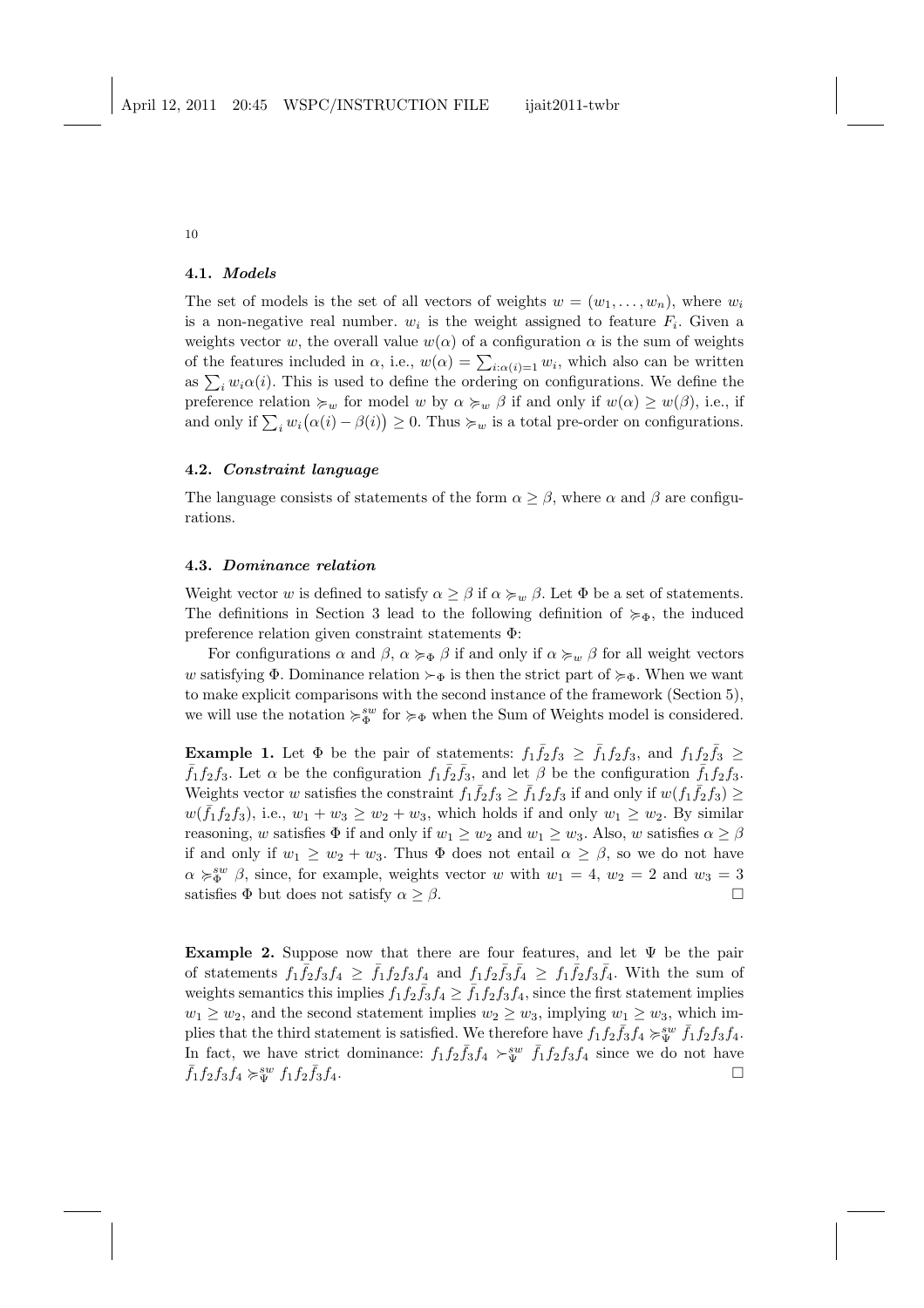### 4.1. *Models*

The set of models is the set of all vectors of weights $w = (w_1, \ldots, w_n)$, where $w_i$ is a non-negative real number. $w_i$ is the weight assigned to feature $F_i$. Given a weights vector $w$, the overall value $w(\alpha)$ of a configuration $\alpha$ is the sum of weights of the features included in $\alpha$, i.e., $w(\alpha) = \sum_{i:\alpha(i)=1} w_i$, which also can be written as $\sum_i w_i \alpha(i)$. This is used to define the ordering on configurations. We define the preference relation $\succcurlyeq_w$ for model $w$ by $\alpha \succcurlyeq_w \beta$ if and only if $w(\alpha) \geq w(\beta)$, i.e., if and only if $\sum_i w_i\big(\alpha(i) - \beta(i)\big) \geq 0$. Thus $\succcurlyeq_w$ is a total pre-order on configurations.

### 4.2. *Constraint language*

The language consists of statements of the form $\alpha \geq \beta$, where $\alpha$ and $\beta$ are configurations.

### 4.3. *Dominance relation*

Weight vector $w$ is defined to satisfy $\alpha \geq \beta$ if $\alpha \succcurlyeq_w \beta$. Let $\Phi$ be a set of statements. The definitions in Section 3 lead to the following definition of $\succcurlyeq_\Phi$, the induced preference relation given constraint statements $\Phi$:

For configurations $\alpha$ and $\beta$, $\alpha \succcurlyeq_\Phi \beta$ if and only if $\alpha \succcurlyeq_w \beta$ for all weight vectors $w$ satisfying $\Phi$. Dominance relation $\succ_\Phi$ is then the strict part of $\succcurlyeq_\Phi$. When we want to make explicit comparisons with the second instance of the framework (Section 5), we will use the notation $\succcurlyeq_\Phi^{sw}$ for $\succcurlyeq_\Phi$ when the Sum of Weights model is considered.

**Example 1.** Let $\Phi$ be the pair of statements: $f_1\bar{f}_2 f_3 \geq \bar{f}_1 f_2 f_3$, and $f_1 f_2 \bar{f}_3 \geq \bar{f}_1 f_2 f_3$. Let $\alpha$ be the configuration $f_1\bar{f}_2\bar{f}_3$, and let $\beta$ be the configuration $\bar{f}_1 f_2 f_3$. Weights vector $w$ satisfies the constraint $f_1\bar{f}_2 f_3 \geq \bar{f}_1 f_2 f_3$ if and only if $w(f_1\bar{f}_2 f_3) \geq w(\bar{f}_1 f_2 f_3)$, i.e., $w_1 + w_3 \geq w_2 + w_3$, which holds if and only $w_1 \geq w_2$. By similar reasoning, $w$ satisfies $\Phi$ if and only if $w_1 \geq w_2$ and $w_1 \geq w_3$. Also, $w$ satisfies $\alpha \geq \beta$ if and only if $w_1 \geq w_2 + w_3$. Thus $\Phi$ does not entail $\alpha \geq \beta$, so we do not have $\alpha \succcurlyeq_\Phi^{sw} \beta$, since, for example, weights vector $w$ with $w_1 = 4$, $w_2 = 2$ and $w_3 = 3$ satisfies $\Phi$ but does not satisfy $\alpha \geq \beta$. □

**Example 2.** Suppose now that there are four features, and let $\Psi$ be the pair of statements $f_1\bar{f}_2 f_3 f_4 \geq \bar{f}_1 f_2 f_3 f_4$ and $f_1 f_2 \bar{f}_3 \bar{f}_4 \geq f_1 \bar{f}_2 f_3 \bar{f}_4$. With the sum of weights semantics this implies $f_1 f_2 \bar{f}_3 f_4 \geq \bar{f}_1 f_2 f_3 f_4$, since the first statement implies $w_1 \geq w_2$, and the second statement implies $w_2 \geq w_3$, implying $w_1 \geq w_3$, which implies that the third statement is satisfied. We therefore have $f_1 f_2 \bar{f}_3 f_4 \succcurlyeq_\Psi^{sw} \bar{f}_1 f_2 f_3 f_4$. In fact, we have strict dominance: $f_1 f_2 \bar{f}_3 f_4 \succ_\Psi^{sw} \bar{f}_1 f_2 f_3 f_4$ since we do not have $\bar{f}_1 f_2 f_3 f_4 \succcurlyeq_\Psi^{sw} f_1 f_2 \bar{f}_3 f_4$. □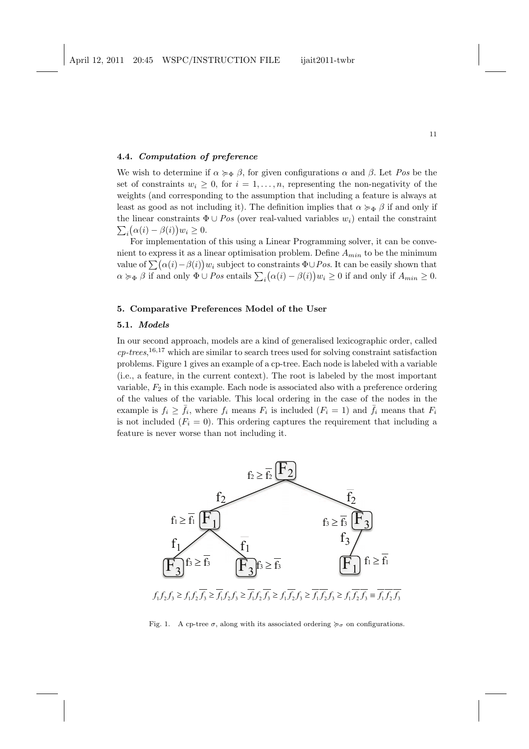### 4.4. *Computation of preference*

We wish to determine if $\alpha \succcurlyeq_\Phi \beta$, for given configurations $\alpha$ and $\beta$. Let *Pos* be the set of constraints $w_i \geq 0$, for $i = 1, \ldots, n$, representing the non-negativity of the weights (and corresponding to the assumption that including a feature is always at least as good as not including it). The definition implies that $\alpha \succcurlyeq_\Phi \beta$ if and only if the linear constraints $\Phi \cup Pos$ (over real-valued variables $w_i$) entail the constraint $\sum_i \big(\alpha(i) - \beta(i)\big) w_i \geq 0$.

For implementation of this using a Linear Programming solver, it can be convenient to express it as a linear optimisation problem. Define $A_{min}$ to be the minimum value of $\sum \big(\alpha(i) - \beta(i)\big) w_i$ subject to constraints $\Phi \cup Pos$. It can be easily shown that $\alpha \succcurlyeq_\Phi \beta$ if and only $\Phi \cup Pos$ entails $\sum_i \big(\alpha(i) - \beta(i)\big) w_i \geq 0$ if and only if $A_{min} \geq 0$.

## 5. Comparative Preferences Model of the User

### 5.1. *Models*

In our second approach, models are a kind of generalised lexicographic order, called *cp-trees*,[16,17] which are similar to search trees used for solving constraint satisfaction problems. Figure 1 gives an example of a cp-tree. Each node is labeled with a variable (i.e., a feature, in the current context). The root is labeled by the most important variable, $F_2$ in this example. Each node is associated also with a preference ordering of the values of the variable. This local ordering in the case of the nodes in the example is $f_i \geq \bar{f}_i$, where $f_i$ means $F_i$ is included ($F_i = 1$) and $\bar{f}_i$ means that $F_i$ is not included ($F_i = 0$). This ordering captures the requirement that including a feature is never worse than not including it.

$$f_1 f_2 f_3 \geq f_1 f_2 \overline{f_3} \geq \overline{f_1} f_2 f_3 \geq \overline{f_1} f_2 \overline{f_3} \geq f_1 \overline{f_2} f_3 \geq \overline{f_1}\,\overline{f_2} f_3 \geq f_1 \overline{f_2}\,\overline{f_3} \equiv \overline{f_1}\,\overline{f_2}\,\overline{f_3}$$

Fig. 1. A cp-tree $\sigma$, along with its associated ordering $\succcurlyeq_\sigma$ on configurations.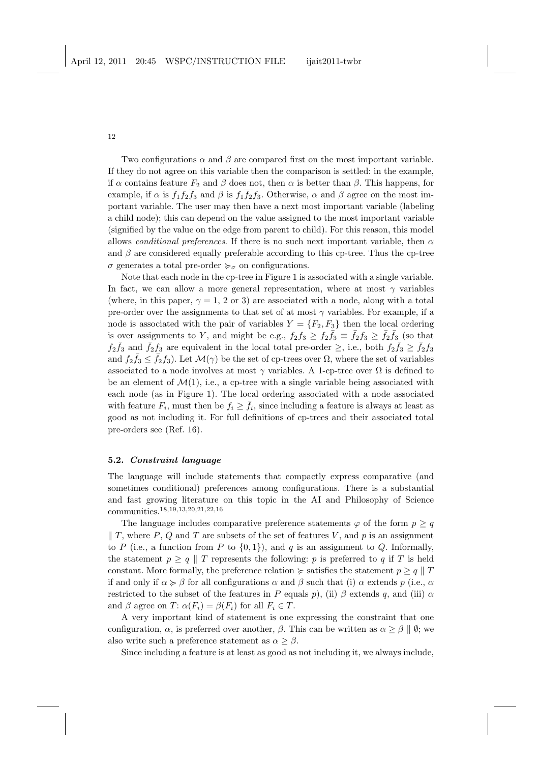Two configurations $\alpha$ and $\beta$ are compared first on the most important variable. If they do not agree on this variable then the comparison is settled: in the example, if $\alpha$ contains feature $F_2$ and $\beta$ does not, then $\alpha$ is better than $\beta$. This happens, for example, if $\alpha$ is $\overline{f_1}f_2\overline{f_3}$ and $\beta$ is $f_1\overline{f_2}f_3$. Otherwise, $\alpha$ and $\beta$ agree on the most important variable. The user may then have a next most important variable (labeling a child node); this can depend on the value assigned to the most important variable (signified by the value on the edge from parent to child). For this reason, this model allows *conditional preferences*. If there is no such next important variable, then $\alpha$ and $\beta$ are considered equally preferable according to this cp-tree. Thus the cp-tree $\sigma$ generates a total pre-order $\succcurlyeq_\sigma$ on configurations.

Note that each node in the cp-tree in Figure 1 is associated with a single variable. In fact, we can allow a more general representation, where at most $\gamma$ variables (where, in this paper, $\gamma = 1$, 2 or 3) are associated with a node, along with a total pre-order over the assignments to that set of at most $\gamma$ variables. For example, if a node is associated with the pair of variables $Y = \{F_2, F_3\}$ then the local ordering is over assignments to $Y$, and might be e.g., $f_2 f_3 \geq f_2\bar{f}_3 \equiv \bar{f}_2 f_3 \geq \bar{f}_2\bar{f}_3$ (so that $f_2\bar{f}_3$ and $\bar{f}_2 f_3$ are equivalent in the local total pre-order $\geq$, i.e., both $f_2\bar{f}_3 \geq \bar{f}_2 f_3$ and $f_2\bar{f}_3 \leq \bar{f}_2 f_3$). Let $\mathcal{M}(\gamma)$ be the set of cp-trees over $\Omega$, where the set of variables associated to a node involves at most $\gamma$ variables. A 1-cp-tree over $\Omega$ is defined to be an element of $\mathcal{M}(1)$, i.e., a cp-tree with a single variable being associated with each node (as in Figure 1). The local ordering associated with a node associated with feature $F_i$, must then be $f_i \geq \bar{f}_i$, since including a feature is always at least as good as not including it. For full definitions of cp-trees and their associated total pre-orders see (Ref. 16).

### 5.2. *Constraint language*

The language will include statements that compactly express comparative (and sometimes conditional) preferences among configurations. There is a substantial and fast growing literature on this topic in the AI and Philosophy of Science communities.[18,19,13,20,21,22,16]

The language includes comparative preference statements $\varphi$ of the form $p \geq q \parallel T$, where $P$, $Q$ and $T$ are subsets of the set of features $V$, and $p$ is an assignment to $P$ (i.e., a function from $P$ to $\{0, 1\}$), and $q$ is an assignment to $Q$. Informally, the statement $p \geq q \parallel T$ represents the following: $p$ is preferred to $q$ if $T$ is held constant. More formally, the preference relation $\succcurlyeq$ satisfies the statement $p \geq q \parallel T$ if and only if $\alpha \succcurlyeq \beta$ for all configurations $\alpha$ and $\beta$ such that (i) $\alpha$ extends $p$ (i.e., $\alpha$ restricted to the subset of the features in $P$ equals $p$), (ii) $\beta$ extends $q$, and (iii) $\alpha$ and $\beta$ agree on $T$: $\alpha(F_i) = \beta(F_i)$ for all $F_i \in T$.

A very important kind of statement is one expressing the constraint that one configuration, $\alpha$, is preferred over another, $\beta$. This can be written as $\alpha \geq \beta \parallel \emptyset$; we also write such a preference statement as $\alpha \geq \beta$.

Since including a feature is at least as good as not including it, we always include,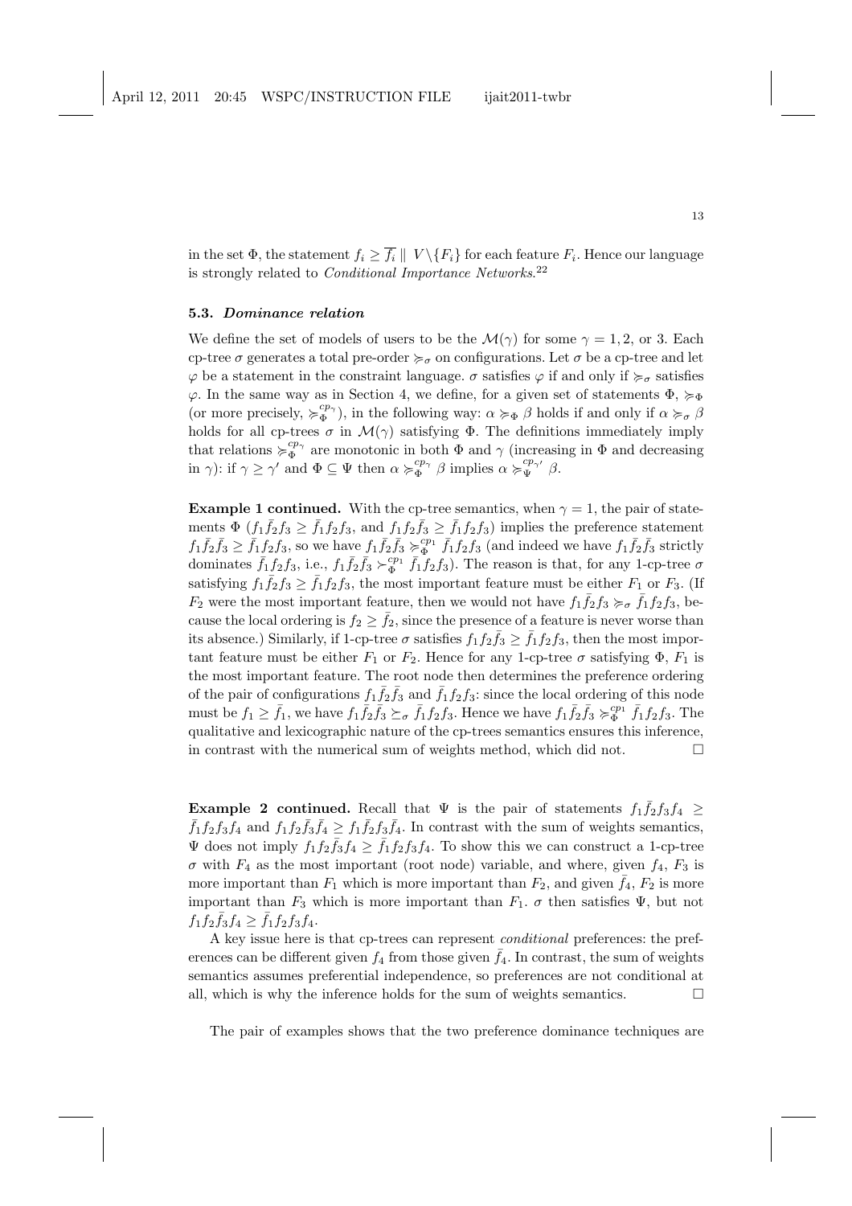in the set $\Phi$, the statement $f_i \geq \overline{f_i} \parallel V \setminus \{F_i\}$ for each feature $F_i$. Hence our language is strongly related to *Conditional Importance Networks*.[22]

### 5.3. *Dominance relation*

We define the set of models of users to be the $\mathcal{M}(\gamma)$ for some $\gamma = 1, 2$, or 3. Each cp-tree $\sigma$ generates a total pre-order $\succcurlyeq_\sigma$ on configurations. Let $\sigma$ be a cp-tree and let $\varphi$ be a statement in the constraint language. $\sigma$ satisfies $\varphi$ if and only if $\succcurlyeq_\sigma$ satisfies $\varphi$. In the same way as in Section 4, we define, for a given set of statements $\Phi$, $\succcurlyeq_\Phi$ (or more precisely, $\succcurlyeq_\Phi^{cp_\gamma}$), in the following way: $\alpha \succcurlyeq_\Phi \beta$ holds if and only if $\alpha \succcurlyeq_\sigma \beta$ holds for all cp-trees $\sigma$ in $\mathcal{M}(\gamma)$ satisfying $\Phi$. The definitions immediately imply that relations $\succcurlyeq_\Phi^{cp_\gamma}$ are monotonic in both $\Phi$ and $\gamma$ (increasing in $\Phi$ and decreasing in $\gamma$): if $\gamma \geq \gamma'$ and $\Phi \subseteq \Psi$ then $\alpha \succcurlyeq_\Phi^{cp_\gamma} \beta$ implies $\alpha \succcurlyeq_\Psi^{cp_{\gamma'}} \beta$.

**Example 1 continued.** With the cp-tree semantics, when $\gamma = 1$, the pair of statements $\Phi$ ($f_1\bar{f}_2f_3 \geq \bar{f}_1f_2f_3$, and $f_1f_2\bar{f}_3 \geq \bar{f}_1f_2f_3$) implies the preference statement $f_1\bar{f}_2\bar{f}_3 \geq \bar{f}_1f_2f_3$, so we have $f_1\bar{f}_2\bar{f}_3 \succcurlyeq_\Phi^{cp_1} \bar{f}_1f_2f_3$ (and indeed we have $f_1\bar{f}_2\bar{f}_3$ strictly dominates $\bar{f}_1f_2f_3$, i.e., $f_1\bar{f}_2\bar{f}_3 \succ_\Phi^{cp_1} \bar{f}_1f_2f_3$). The reason is that, for any 1-cp-tree $\sigma$ satisfying $f_1\bar{f}_2f_3 \geq \bar{f}_1f_2f_3$, the most important feature must be either $F_1$ or $F_3$. (If $F_2$ were the most important feature, then we would not have $f_1\bar{f}_2f_3 \succcurlyeq_\sigma \bar{f}_1f_2f_3$, because the local ordering is $f_2 \geq \bar{f}_2$, since the presence of a feature is never worse than its absence.) Similarly, if 1-cp-tree $\sigma$ satisfies $f_1f_2\bar{f}_3 \geq \bar{f}_1f_2f_3$, then the most important feature must be either $F_1$ or $F_2$. Hence for any 1-cp-tree $\sigma$ satisfying $\Phi$, $F_1$ is the most important feature. The root node then determines the preference ordering of the pair of configurations $f_1\bar{f}_2\bar{f}_3$ and $\bar{f}_1f_2f_3$: since the local ordering of this node must be $f_1 \geq \bar{f}_1$, we have $f_1\bar{f}_2\bar{f}_3 \succeq_\sigma \bar{f}_1f_2f_3$. Hence we have $f_1\bar{f}_2\bar{f}_3 \succcurlyeq_\Phi^{cp_1} \bar{f}_1f_2f_3$. The qualitative and lexicographic nature of the cp-trees semantics ensures this inference, in contrast with the numerical sum of weights method, which did not. □

**Example 2 continued.** Recall that $\Psi$ is the pair of statements $f_1\bar{f}_2f_3f_4 \geq \bar{f}_1f_2f_3f_4$ and $f_1f_2\bar{f}_3\bar{f}_4 \geq f_1\bar{f}_2f_3\bar{f}_4$. In contrast with the sum of weights semantics, $\Psi$ does not imply $f_1f_2\bar{f}_3f_4 \geq \bar{f}_1f_2f_3f_4$. To show this we can construct a 1-cp-tree $\sigma$ with $F_4$ as the most important (root node) variable, and where, given $f_4$, $F_3$ is more important than $F_1$ which is more important than $F_2$, and given $\bar{f}_4$, $F_2$ is more important than $F_3$ which is more important than $F_1$. $\sigma$ then satisfies $\Psi$, but not $f_1f_2\bar{f}_3f_4 \geq \bar{f}_1f_2f_3f_4$.

A key issue here is that cp-trees can represent *conditional* preferences: the preferences can be different given $f_4$ from those given $\bar{f}_4$. In contrast, the sum of weights semantics assumes preferential independence, so preferences are not conditional at all, which is why the inference holds for the sum of weights semantics. □

The pair of examples shows that the two preference dominance techniques are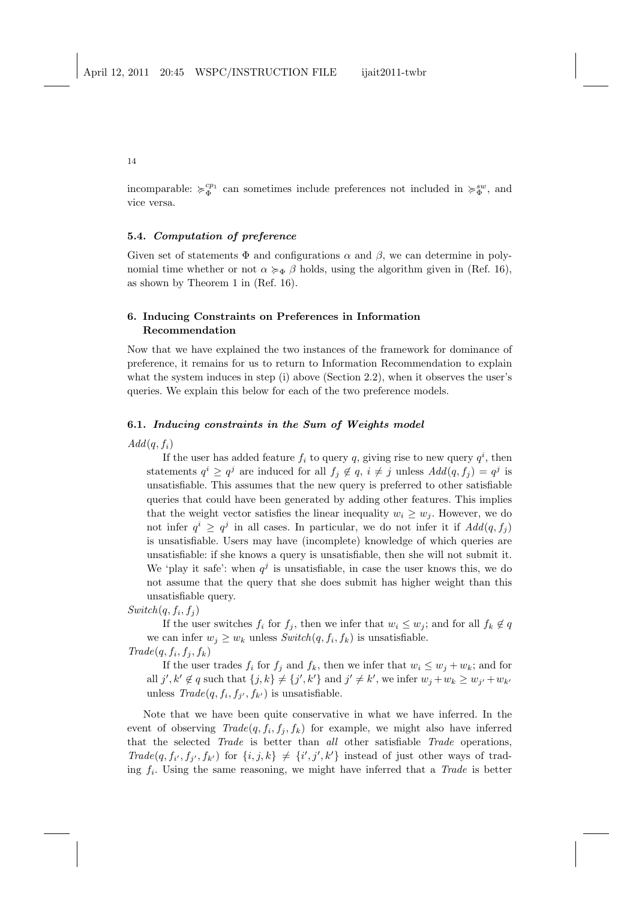incomparable: $\succcurlyeq_{\Phi}^{cp_1}$ can sometimes include preferences not included in $\succcurlyeq_{\Phi}^{sw}$, and vice versa.

### 5.4. *Computation of preference*

Given set of statements $\Phi$ and configurations $\alpha$ and $\beta$, we can determine in polynomial time whether or not $\alpha \succcurlyeq_{\Phi} \beta$ holds, using the algorithm given in (Ref. 16), as shown by Theorem 1 in (Ref. 16).

## 6. Inducing Constraints on Preferences in Information Recommendation

Now that we have explained the two instances of the framework for dominance of preference, it remains for us to return to Information Recommendation to explain what the system induces in step (i) above (Section 2.2), when it observes the user's queries. We explain this below for each of the two preference models.

### 6.1. *Inducing constraints in the Sum of Weights model*

$Add(q, f_i)$

If the user has added feature $f_i$ to query $q$, giving rise to new query $q^i$, then statements $q^i \geq q^j$ are induced for all $f_j \notin q$, $i \neq j$ unless $Add(q, f_j) = q^j$ is unsatisfiable. This assumes that the new query is preferred to other satisfiable queries that could have been generated by adding other features. This implies that the weight vector satisfies the linear inequality $w_i \geq w_j$. However, we do not infer $q^i \geq q^j$ in all cases. In particular, we do not infer it if $Add(q, f_j)$ is unsatisfiable. Users may have (incomplete) knowledge of which queries are unsatisfiable: if she knows a query is unsatisfiable, then she will not submit it. We 'play it safe': when $q^j$ is unsatisfiable, in case the user knows this, we do not assume that the query that she does submit has higher weight than this unsatisfiable query.

$Switch(q, f_i, f_j)$

If the user switches $f_i$ for $f_j$, then we infer that $w_i \leq w_j$; and for all $f_k \notin q$ we can infer $w_j \geq w_k$ unless $Switch(q, f_i, f_k)$ is unsatisfiable.

$Trade(q, f_i, f_j, f_k)$

If the user trades $f_i$ for $f_j$ and $f_k$, then we infer that $w_i \leq w_j + w_k$; and for all $j', k' \notin q$ such that $\{j, k\} \neq \{j', k'\}$ and $j' \neq k'$, we infer $w_j + w_k \geq w_{j'} + w_{k'}$ unless $Trade(q, f_i, f_{j'}, f_{k'})$ is unsatisfiable.

Note that we have been quite conservative in what we have inferred. In the event of observing $Trade(q, f_i, f_j, f_k)$ for example, we might also have inferred that the selected *Trade* is better than *all* other satisfiable *Trade* operations, $Trade(q, f_{i'}, f_{j'}, f_{k'})$ for $\{i, j, k\} \neq \{i', j', k'\}$ instead of just other ways of trading $f_i$. Using the same reasoning, we might have inferred that a *Trade* is better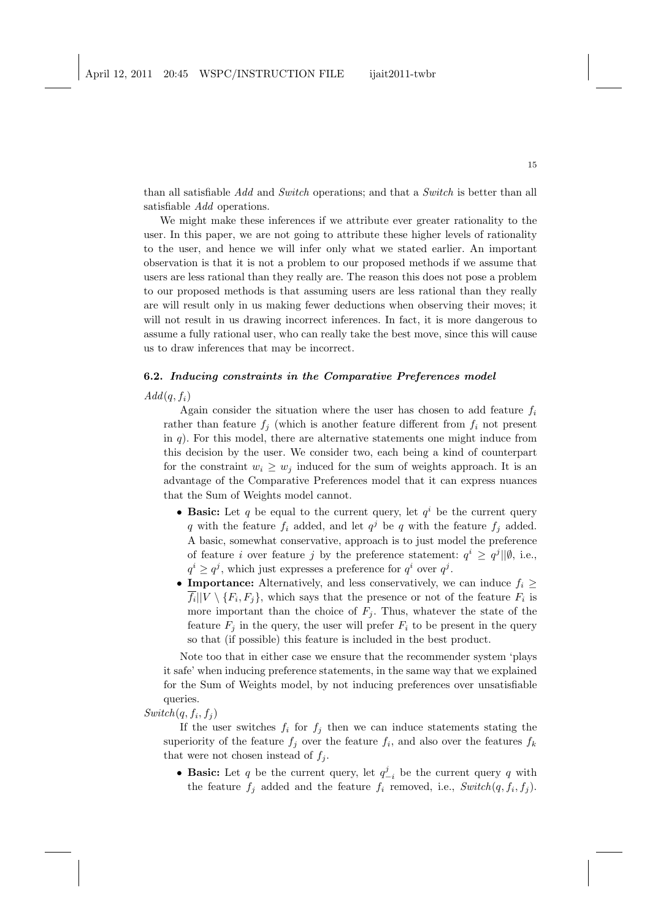than all satisfiable *Add* and *Switch* operations; and that a *Switch* is better than all satisfiable *Add* operations.

We might make these inferences if we attribute ever greater rationality to the user. In this paper, we are not going to attribute these higher levels of rationality to the user, and hence we will infer only what we stated earlier. An important observation is that it is not a problem to our proposed methods if we assume that users are less rational than they really are. The reason this does not pose a problem to our proposed methods is that assuming users are less rational than they really are will result only in us making fewer deductions when observing their moves; it will not result in us drawing incorrect inferences. In fact, it is more dangerous to assume a fully rational user, who can really take the best move, since this will cause us to draw inferences that may be incorrect.

### 6.2. *Inducing constraints in the Comparative Preferences model*

$Add(q, f_i)$

Again consider the situation where the user has chosen to add feature $f_i$ rather than feature $f_j$ (which is another feature different from $f_i$ not present in $q$). For this model, there are alternative statements one might induce from this decision by the user. We consider two, each being a kind of counterpart for the constraint $w_i \geq w_j$ induced for the sum of weights approach. It is an advantage of the Comparative Preferences model that it can express nuances that the Sum of Weights model cannot.

- **Basic:** Let $q$ be equal to the current query, let $q^i$ be the current query $q$ with the feature $f_i$ added, and let $q^j$ be $q$ with the feature $f_j$ added. A basic, somewhat conservative, approach is to just model the preference of feature $i$ over feature $j$ by the preference statement: $q^i \geq q^j || \emptyset$, i.e., $q^i \geq q^j$, which just expresses a preference for $q^i$ over $q^j$.
- **Importance:** Alternatively, and less conservatively, we can induce $f_i \geq \overline{f_i} || V \setminus \{F_i, F_j\}$, which says that the presence or not of the feature $F_i$ is more important than the choice of $F_j$. Thus, whatever the state of the feature $F_j$ in the query, the user will prefer $F_i$ to be present in the query so that (if possible) this feature is included in the best product.

Note too that in either case we ensure that the recommender system 'plays it safe' when inducing preference statements, in the same way that we explained for the Sum of Weights model, by not inducing preferences over unsatisfiable queries.

$Switch(q, f_i, f_j)$

If the user switches $f_i$ for $f_j$ then we can induce statements stating the superiority of the feature $f_j$ over the feature $f_i$, and also over the features $f_k$ that were not chosen instead of $f_j$.

- **Basic:** Let $q$ be the current query, let $q^j_{-i}$ be the current query $q$ with the feature $f_j$ added and the feature $f_i$ removed, i.e., $Switch(q, f_i, f_j)$.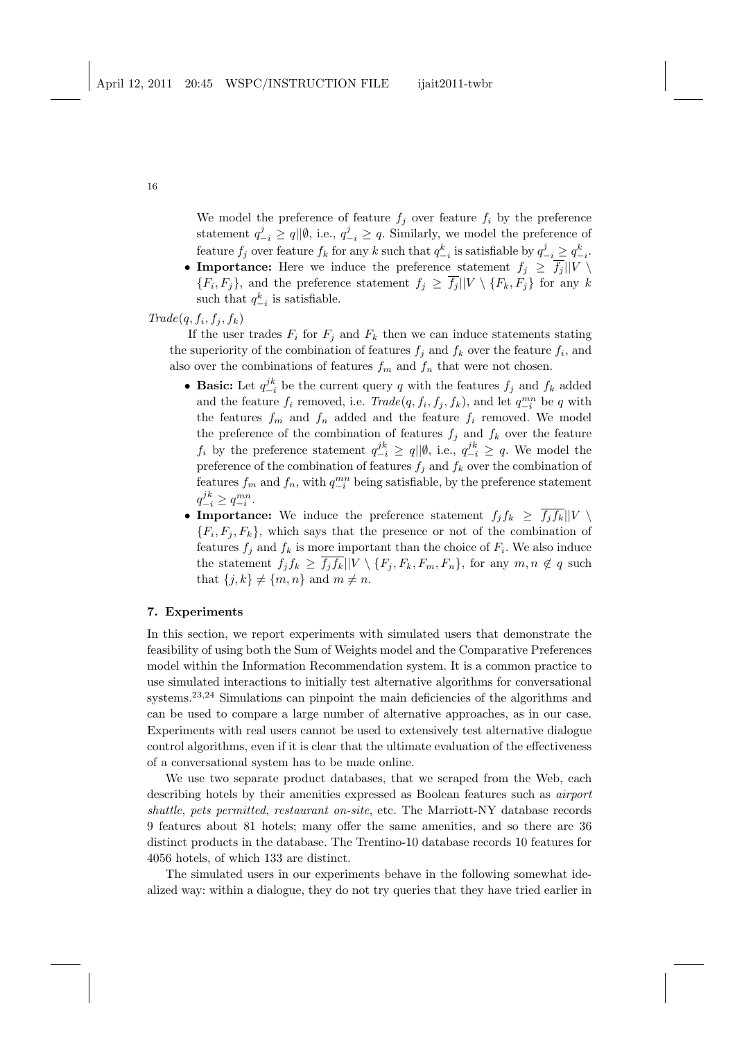We model the preference of feature $f_j$ over feature $f_i$ by the preference statement $q^j_{-i} \geq q||\emptyset$, i.e., $q^j_{-i} \geq q$. Similarly, we model the preference of feature $f_j$ over feature $f_k$ for any $k$ such that $q^k_{-i}$ is satisfiable by $q^j_{-i} \geq q^k_{-i}$.

- **Importance:** Here we induce the preference statement $f_j \geq \overline{f_j}||V \setminus \{F_i, F_j\}$, and the preference statement $f_j \geq \overline{f_j}||V \setminus \{F_k, F_j\}$ for any $k$ such that $q^k_{-i}$ is satisfiable.

*Trade*$(q, f_i, f_j, f_k)$

If the user trades $F_i$ for $F_j$ and $F_k$ then we can induce statements stating the superiority of the combination of features $f_j$ and $f_k$ over the feature $f_i$, and also over the combinations of features $f_m$ and $f_n$ that were not chosen.

- **Basic:** Let $q^{jk}_{-i}$ be the current query $q$ with the features $f_j$ and $f_k$ added and the feature $f_i$ removed, i.e. *Trade*$(q, f_i, f_j, f_k)$, and let $q^{mn}_{-i}$ be $q$ with the features $f_m$ and $f_n$ added and the feature $f_i$ removed. We model the preference of the combination of features $f_j$ and $f_k$ over the feature $f_i$ by the preference statement $q^{jk}_{-i} \geq q||\emptyset$, i.e., $q^{jk}_{-i} \geq q$. We model the preference of the combination of features $f_j$ and $f_k$ over the combination of features $f_m$ and $f_n$, with $q^{mn}_{-i}$ being satisfiable, by the preference statement $q^{jk}_{-i} \geq q^{mn}_{-i}$.
- **Importance:** We induce the preference statement $f_j f_k \geq \overline{f_j f_k}||V \setminus \{F_i, F_j, F_k\}$, which says that the presence or not of the combination of features $f_j$ and $f_k$ is more important than the choice of $F_i$. We also induce the statement $f_j f_k \geq \overline{f_j f_k}||V \setminus \{F_j, F_k, F_m, F_n\}$, for any $m, n \notin q$ such that $\{j, k\} \neq \{m, n\}$ and $m \neq n$.

## 7. Experiments

In this section, we report experiments with simulated users that demonstrate the feasibility of using both the Sum of Weights model and the Comparative Preferences model within the Information Recommendation system. It is a common practice to use simulated interactions to initially test alternative algorithms for conversational systems.[23,24] Simulations can pinpoint the main deficiencies of the algorithms and can be used to compare a large number of alternative approaches, as in our case. Experiments with real users cannot be used to extensively test alternative dialogue control algorithms, even if it is clear that the ultimate evaluation of the effectiveness of a conversational system has to be made online.

We use two separate product databases, that we scraped from the Web, each describing hotels by their amenities expressed as Boolean features such as *airport shuttle*, *pets permitted*, *restaurant on-site*, etc. The Marriott-NY database records 9 features about 81 hotels; many offer the same amenities, and so there are 36 distinct products in the database. The Trentino-10 database records 10 features for 4056 hotels, of which 133 are distinct.

The simulated users in our experiments behave in the following somewhat idealized way: within a dialogue, they do not try queries that they have tried earlier in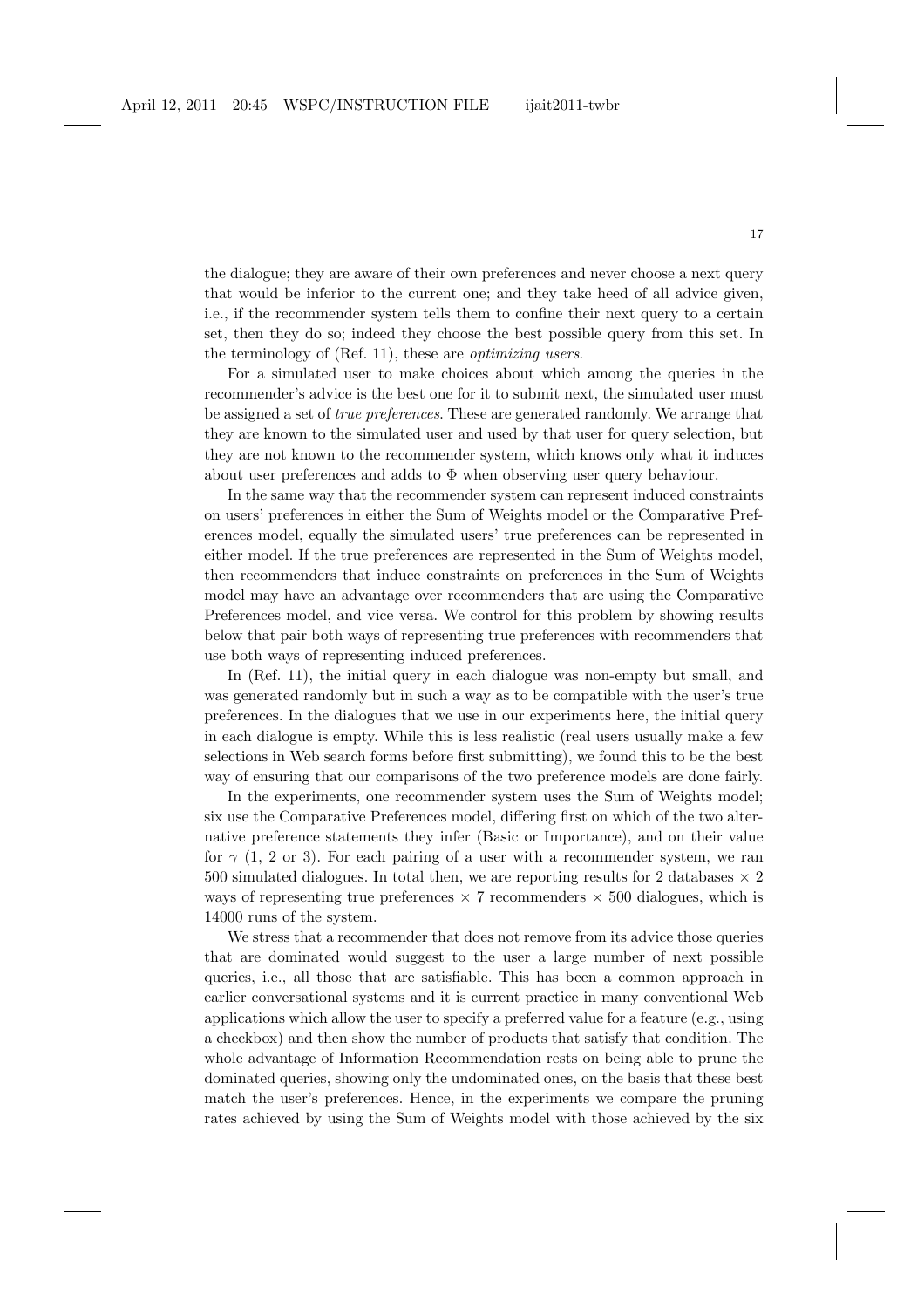the dialogue; they are aware of their own preferences and never choose a next query that would be inferior to the current one; and they take heed of all advice given, i.e., if the recommender system tells them to confine their next query to a certain set, then they do so; indeed they choose the best possible query from this set. In the terminology of (Ref. 11), these are *optimizing users*.

For a simulated user to make choices about which among the queries in the recommender's advice is the best one for it to submit next, the simulated user must be assigned a set of *true preferences*. These are generated randomly. We arrange that they are known to the simulated user and used by that user for query selection, but they are not known to the recommender system, which knows only what it induces about user preferences and adds to $\Phi$ when observing user query behaviour.

In the same way that the recommender system can represent induced constraints on users' preferences in either the Sum of Weights model or the Comparative Preferences model, equally the simulated users' true preferences can be represented in either model. If the true preferences are represented in the Sum of Weights model, then recommenders that induce constraints on preferences in the Sum of Weights model may have an advantage over recommenders that are using the Comparative Preferences model, and vice versa. We control for this problem by showing results below that pair both ways of representing true preferences with recommenders that use both ways of representing induced preferences.

In (Ref. 11), the initial query in each dialogue was non-empty but small, and was generated randomly but in such a way as to be compatible with the user's true preferences. In the dialogues that we use in our experiments here, the initial query in each dialogue is empty. While this is less realistic (real users usually make a few selections in Web search forms before first submitting), we found this to be the best way of ensuring that our comparisons of the two preference models are done fairly.

In the experiments, one recommender system uses the Sum of Weights model; six use the Comparative Preferences model, differing first on which of the two alternative preference statements they infer (Basic or Importance), and on their value for $\gamma$ (1, 2 or 3). For each pairing of a user with a recommender system, we ran 500 simulated dialogues. In total then, we are reporting results for 2 databases $\times$ 2 ways of representing true preferences $\times$ 7 recommenders $\times$ 500 dialogues, which is 14000 runs of the system.

We stress that a recommender that does not remove from its advice those queries that are dominated would suggest to the user a large number of next possible queries, i.e., all those that are satisfiable. This has been a common approach in earlier conversational systems and it is current practice in many conventional Web applications which allow the user to specify a preferred value for a feature (e.g., using a checkbox) and then show the number of products that satisfy that condition. The whole advantage of Information Recommendation rests on being able to prune the dominated queries, showing only the undominated ones, on the basis that these best match the user's preferences. Hence, in the experiments we compare the pruning rates achieved by using the Sum of Weights model with those achieved by the six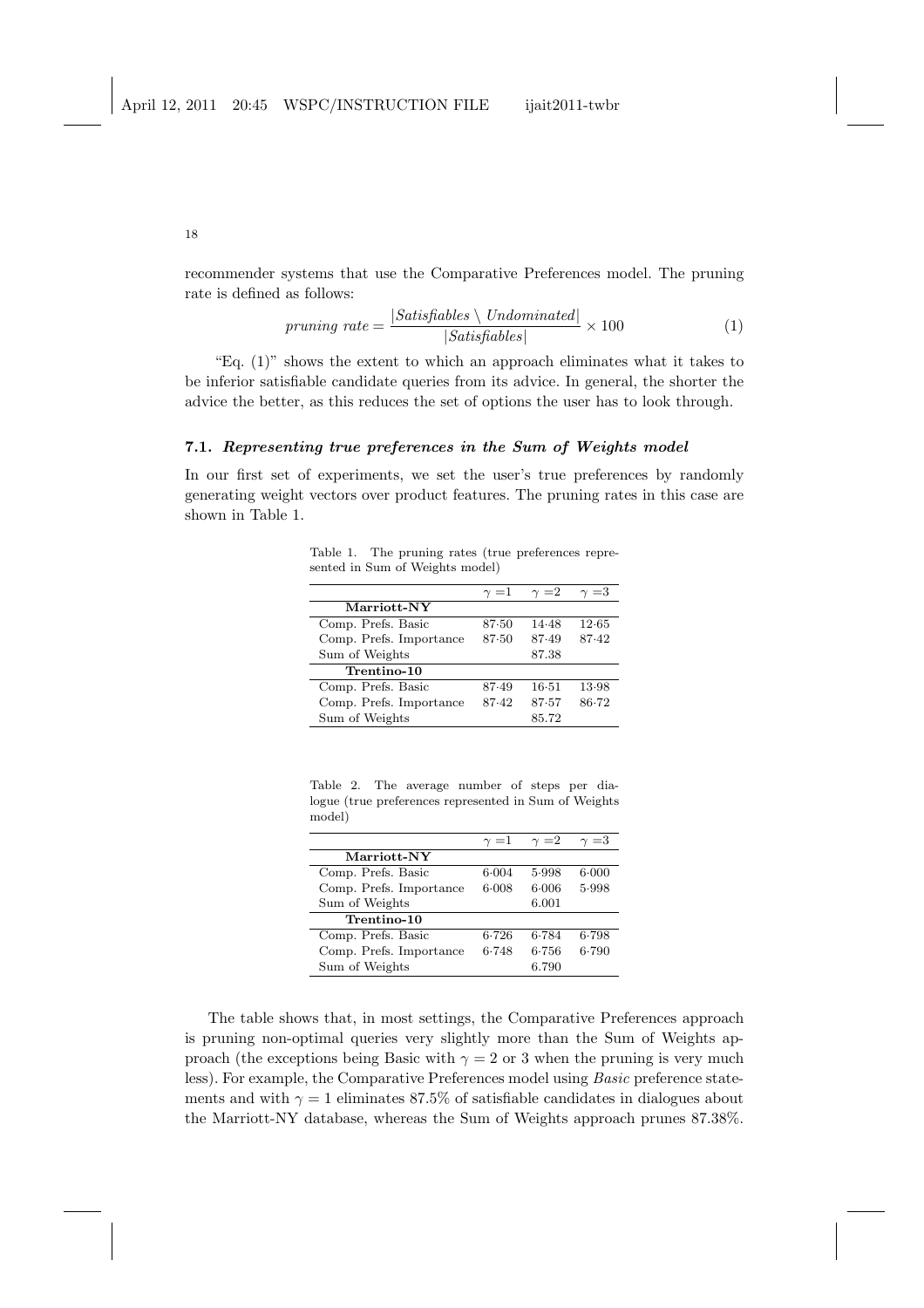recommender systems that use the Comparative Preferences model. The pruning rate is defined as follows:

$$pruning\ rate = \frac{|Satisfiables \setminus Undominated|}{|Satisfiables|} \times 100 \quad (1)$$

"Eq. (1)" shows the extent to which an approach eliminates what it takes to be inferior satisfiable candidate queries from its advice. In general, the shorter the advice the better, as this reduces the set of options the user has to look through.

### 7.1. *Representing true preferences in the Sum of Weights model*

In our first set of experiments, we set the user's true preferences by randomly generating weight vectors over product features. The pruning rates in this case are shown in Table 1.

Table 1. The pruning rates (true preferences represented in Sum of Weights model)

| | $\gamma = 1$ | $\gamma = 2$ | $\gamma = 3$ |
|---|---|---|---|
| **Marriott-NY** | | | |
| Comp. Prefs. Basic | 87·50 | 14·48 | 12·65 |
| Comp. Prefs. Importance | 87·50 | 87·49 | 87·42 |
| Sum of Weights | | 87.38 | |
| **Trentino-10** | | | |
| Comp. Prefs. Basic | 87·49 | 16·51 | 13·98 |
| Comp. Prefs. Importance | 87·42 | 87·57 | 86·72 |
| Sum of Weights | | 85.72 | |

Table 2. The average number of steps per dialogue (true preferences represented in Sum of Weights model)

| | $\gamma = 1$ | $\gamma = 2$ | $\gamma = 3$ |
|---|---|---|---|
| **Marriott-NY** | | | |
| Comp. Prefs. Basic | 6·004 | 5·998 | 6·000 |
| Comp. Prefs. Importance | 6·008 | 6·006 | 5·998 |
| Sum of Weights | | 6.001 | |
| **Trentino-10** | | | |
| Comp. Prefs. Basic | 6·726 | 6·784 | 6·798 |
| Comp. Prefs. Importance | 6·748 | 6·756 | 6·790 |
| Sum of Weights | | 6.790 | |

The table shows that, in most settings, the Comparative Preferences approach is pruning non-optimal queries very slightly more than the Sum of Weights approach (the exceptions being Basic with $\gamma = 2$ or 3 when the pruning is very much less). For example, the Comparative Preferences model using *Basic* preference statements and with $\gamma = 1$ eliminates 87.5% of satisfiable candidates in dialogues about the Marriott-NY database, whereas the Sum of Weights approach prunes 87.38%.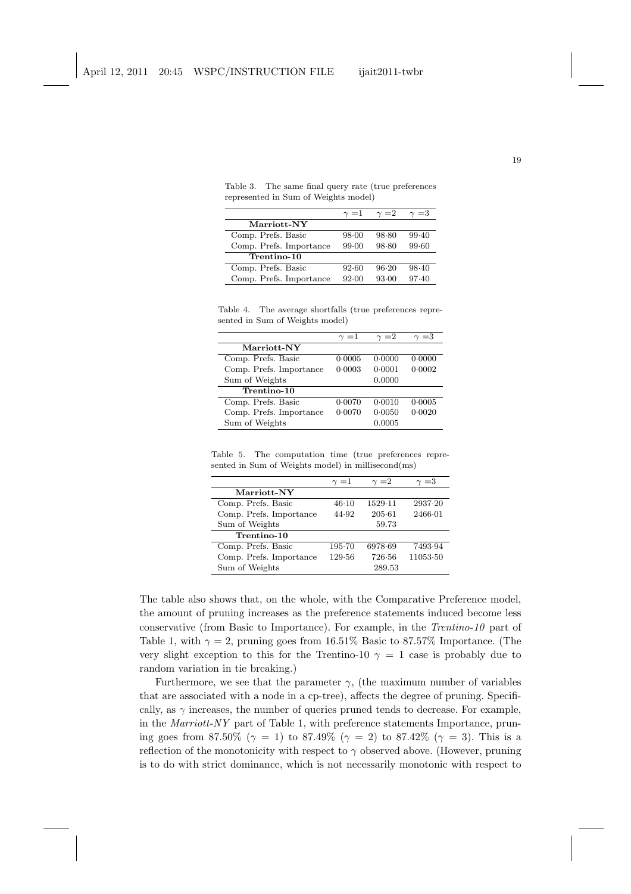Table 3. The same final query rate (true preferences represented in Sum of Weights model)

| | $\gamma = 1$ | $\gamma = 2$ | $\gamma = 3$ |
|---|---|---|---|
| **Marriott-NY** | | | |
| Comp. Prefs. Basic | 98·00 | 98·80 | 99·40 |
| Comp. Prefs. Importance | 99·00 | 98·80 | 99·60 |
| **Trentino-10** | | | |
| Comp. Prefs. Basic | 92·60 | 96·20 | 98·40 |
| Comp. Prefs. Importance | 92·00 | 93·00 | 97·40 |

Table 4. The average shortfalls (true preferences represented in Sum of Weights model)

| | $\gamma = 1$ | $\gamma = 2$ | $\gamma = 3$ |
|---|---|---|---|
| **Marriott-NY** | | | |
| Comp. Prefs. Basic | 0·0005 | 0·0000 | 0·0000 |
| Comp. Prefs. Importance | 0·0003 | 0·0001 | 0·0002 |
| Sum of Weights | | 0.0000 | |
| **Trentino-10** | | | |
| Comp. Prefs. Basic | 0·0070 | 0·0010 | 0·0005 |
| Comp. Prefs. Importance | 0·0070 | 0·0050 | 0·0020 |
| Sum of Weights | | 0.0005 | |

Table 5. The computation time (true preferences represented in Sum of Weights model) in millisecond(ms)

| | $\gamma = 1$ | $\gamma = 2$ | $\gamma = 3$ |
|---|---|---|---|
| **Marriott-NY** | | | |
| Comp. Prefs. Basic | 46·10 | 1529·11 | 2937·20 |
| Comp. Prefs. Importance | 44·92 | 205·61 | 2466·01 |
| Sum of Weights | | 59.73 | |
| **Trentino-10** | | | |
| Comp. Prefs. Basic | 195·70 | 6978·69 | 7493·94 |
| Comp. Prefs. Importance | 129·56 | 726·56 | 11053·50 |
| Sum of Weights | | 289.53 | |

The table also shows that, on the whole, with the Comparative Preference model, the amount of pruning increases as the preference statements induced become less conservative (from Basic to Importance). For example, in the *Trentino-10* part of Table 1, with $\gamma = 2$, pruning goes from 16.51% Basic to 87.57% Importance. (The very slight exception to this for the Trentino-10 $\gamma = 1$ case is probably due to random variation in tie breaking.)

Furthermore, we see that the parameter $\gamma$, (the maximum number of variables that are associated with a node in a cp-tree), affects the degree of pruning. Specifically, as $\gamma$ increases, the number of queries pruned tends to decrease. For example, in the *Marriott-NY* part of Table 1, with preference statements Importance, pruning goes from 87.50% ($\gamma = 1$) to 87.49% ($\gamma = 2$) to 87.42% ($\gamma = 3$). This is a reflection of the monotonicity with respect to $\gamma$ observed above. (However, pruning is to do with strict dominance, which is not necessarily monotonic with respect to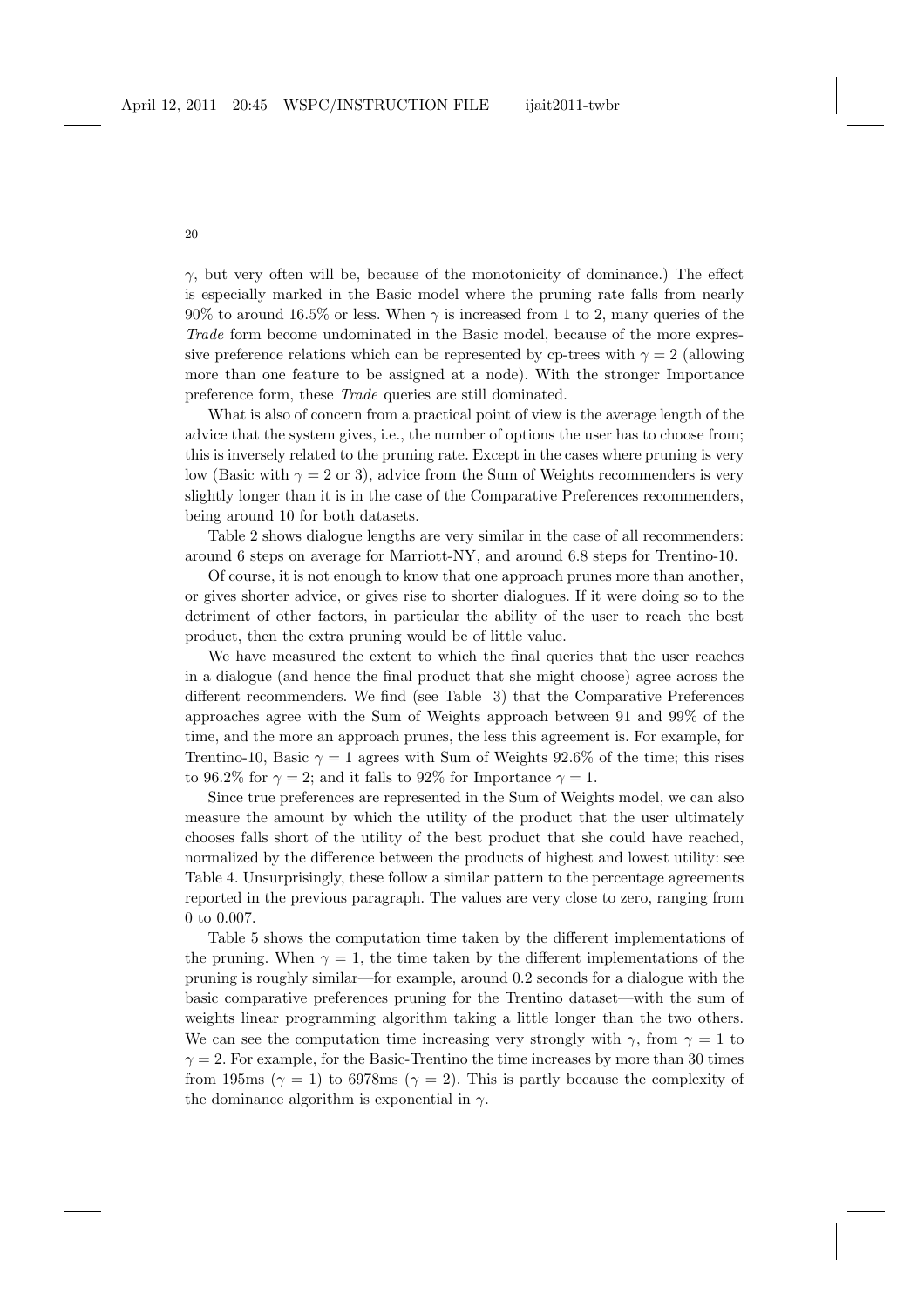$\gamma$, but very often will be, because of the monotonicity of dominance.) The effect is especially marked in the Basic model where the pruning rate falls from nearly 90% to around 16.5% or less. When $\gamma$ is increased from 1 to 2, many queries of the *Trade* form become undominated in the Basic model, because of the more expressive preference relations which can be represented by cp-trees with $\gamma = 2$ (allowing more than one feature to be assigned at a node). With the stronger Importance preference form, these *Trade* queries are still dominated.

What is also of concern from a practical point of view is the average length of the advice that the system gives, i.e., the number of options the user has to choose from; this is inversely related to the pruning rate. Except in the cases where pruning is very low (Basic with $\gamma = 2$ or 3), advice from the Sum of Weights recommenders is very slightly longer than it is in the case of the Comparative Preferences recommenders, being around 10 for both datasets.

Table 2 shows dialogue lengths are very similar in the case of all recommenders: around 6 steps on average for Marriott-NY, and around 6.8 steps for Trentino-10.

Of course, it is not enough to know that one approach prunes more than another, or gives shorter advice, or gives rise to shorter dialogues. If it were doing so to the detriment of other factors, in particular the ability of the user to reach the best product, then the extra pruning would be of little value.

We have measured the extent to which the final queries that the user reaches in a dialogue (and hence the final product that she might choose) agree across the different recommenders. We find (see Table 3) that the Comparative Preferences approaches agree with the Sum of Weights approach between 91 and 99% of the time, and the more an approach prunes, the less this agreement is. For example, for Trentino-10, Basic $\gamma = 1$ agrees with Sum of Weights 92.6% of the time; this rises to 96.2% for $\gamma = 2$; and it falls to 92% for Importance $\gamma = 1$.

Since true preferences are represented in the Sum of Weights model, we can also measure the amount by which the utility of the product that the user ultimately chooses falls short of the utility of the best product that she could have reached, normalized by the difference between the products of highest and lowest utility: see Table 4. Unsurprisingly, these follow a similar pattern to the percentage agreements reported in the previous paragraph. The values are very close to zero, ranging from 0 to 0.007.

Table 5 shows the computation time taken by the different implementations of the pruning. When $\gamma = 1$, the time taken by the different implementations of the pruning is roughly similar—for example, around 0.2 seconds for a dialogue with the basic comparative preferences pruning for the Trentino dataset—with the sum of weights linear programming algorithm taking a little longer than the two others. We can see the computation time increasing very strongly with $\gamma$, from $\gamma = 1$ to $\gamma = 2$. For example, for the Basic-Trentino the time increases by more than 30 times from 195ms ($\gamma = 1$) to 6978ms ($\gamma = 2$). This is partly because the complexity of the dominance algorithm is exponential in $\gamma$.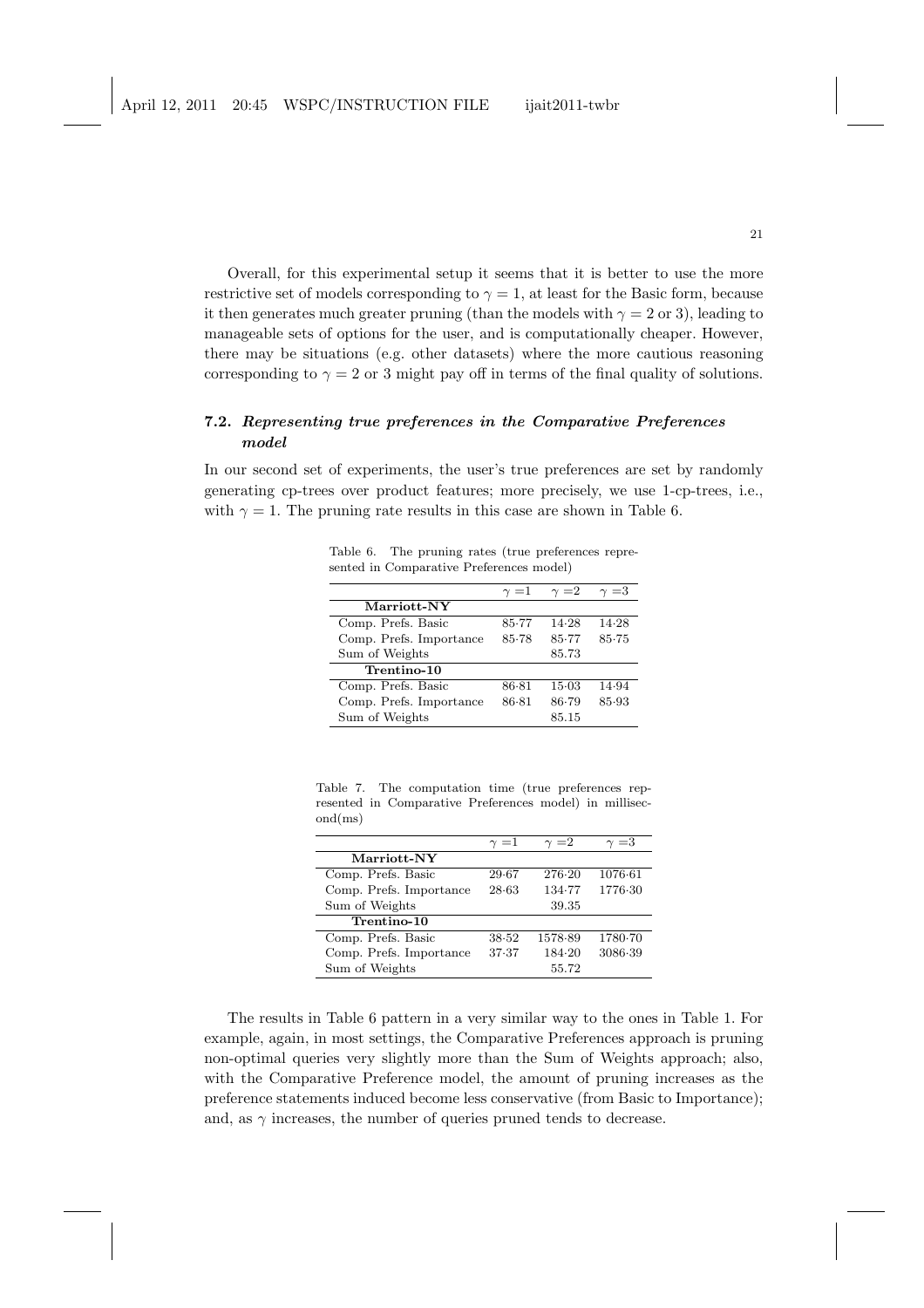Overall, for this experimental setup it seems that it is better to use the more restrictive set of models corresponding to $\gamma = 1$, at least for the Basic form, because it then generates much greater pruning (than the models with $\gamma = 2$ or 3), leading to manageable sets of options for the user, and is computationally cheaper. However, there may be situations (e.g. other datasets) where the more cautious reasoning corresponding to $\gamma = 2$ or 3 might pay off in terms of the final quality of solutions.

### 7.2. *Representing true preferences in the Comparative Preferences model*

In our second set of experiments, the user's true preferences are set by randomly generating cp-trees over product features; more precisely, we use 1-cp-trees, i.e., with $\gamma = 1$. The pruning rate results in this case are shown in Table 6.

Table 6. The pruning rates (true preferences represented in Comparative Preferences model)

| | $\gamma = 1$ | $\gamma = 2$ | $\gamma = 3$ |
|---|---|---|---|
| **Marriott-NY** | | | |
| Comp. Prefs. Basic | 85·77 | 14·28 | 14·28 |
| Comp. Prefs. Importance | 85·78 | 85·77 | 85·75 |
| Sum of Weights | | 85·73 | |
| **Trentino-10** | | | |
| Comp. Prefs. Basic | 86·81 | 15·03 | 14·94 |
| Comp. Prefs. Importance | 86·81 | 86·79 | 85·93 |
| Sum of Weights | | 85·15 | |

Table 7. The computation time (true preferences represented in Comparative Preferences model) in millisecond(ms)

| | $\gamma = 1$ | $\gamma = 2$ | $\gamma = 3$ |
|---|---|---|---|
| **Marriott-NY** | | | |
| Comp. Prefs. Basic | 29·67 | 276·20 | 1076·61 |
| Comp. Prefs. Importance | 28·63 | 134·77 | 1776·30 |
| Sum of Weights | | 39.35 | |
| **Trentino-10** | | | |
| Comp. Prefs. Basic | 38·52 | 1578·89 | 1780·70 |
| Comp. Prefs. Importance | 37·37 | 184·20 | 3086·39 |
| Sum of Weights | | 55.72 | |

The results in Table 6 pattern in a very similar way to the ones in Table 1. For example, again, in most settings, the Comparative Preferences approach is pruning non-optimal queries very slightly more than the Sum of Weights approach; also, with the Comparative Preference model, the amount of pruning increases as the preference statements induced become less conservative (from Basic to Importance); and, as $\gamma$ increases, the number of queries pruned tends to decrease.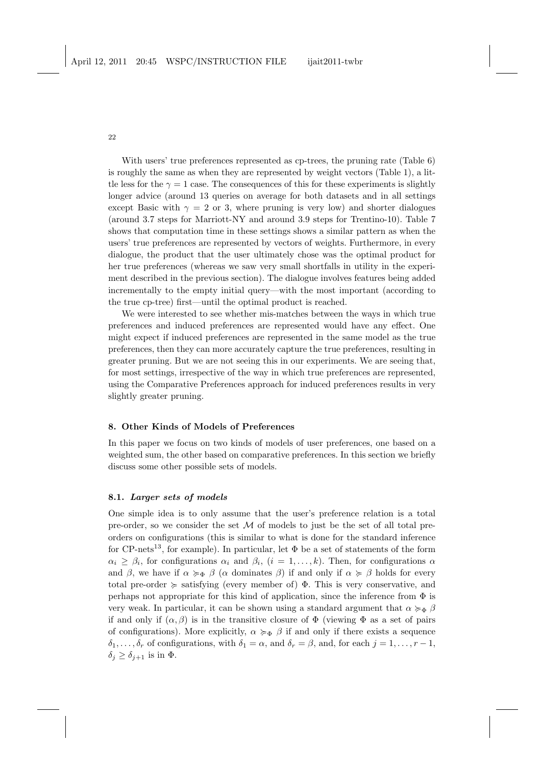With users' true preferences represented as cp-trees, the pruning rate (Table 6) is roughly the same as when they are represented by weight vectors (Table 1), a little less for the $\gamma = 1$ case. The consequences of this for these experiments is slightly longer advice (around 13 queries on average for both datasets and in all settings except Basic with $\gamma = 2$ or 3, where pruning is very low) and shorter dialogues (around 3.7 steps for Marriott-NY and around 3.9 steps for Trentino-10). Table 7 shows that computation time in these settings shows a similar pattern as when the users' true preferences are represented by vectors of weights. Furthermore, in every dialogue, the product that the user ultimately chose was the optimal product for her true preferences (whereas we saw very small shortfalls in utility in the experiment described in the previous section). The dialogue involves features being added incrementally to the empty initial query—with the most important (according to the true cp-tree) first—until the optimal product is reached.

We were interested to see whether mis-matches between the ways in which true preferences and induced preferences are represented would have any effect. One might expect if induced preferences are represented in the same model as the true preferences, then they can more accurately capture the true preferences, resulting in greater pruning. But we are not seeing this in our experiments. We are seeing that, for most settings, irrespective of the way in which true preferences are represented, using the Comparative Preferences approach for induced preferences results in very slightly greater pruning.

## 8. Other Kinds of Models of Preferences

In this paper we focus on two kinds of models of user preferences, one based on a weighted sum, the other based on comparative preferences. In this section we briefly discuss some other possible sets of models.

### 8.1. *Larger sets of models*

One simple idea is to only assume that the user's preference relation is a total pre-order, so we consider the set $\mathcal{M}$ of models to just be the set of all total pre-orders on configurations (this is similar to what is done for the standard inference for CP-nets[13], for example). In particular, let $\Phi$ be a set of statements of the form $\alpha_i \geq \beta_i$, for configurations $\alpha_i$ and $\beta_i$, $(i = 1, \ldots, k)$. Then, for configurations $\alpha$ and $\beta$, we have if $\alpha \succcurlyeq_\Phi \beta$ ($\alpha$ dominates $\beta$) if and only if $\alpha \succcurlyeq \beta$ holds for every total pre-order $\succcurlyeq$ satisfying (every member of) $\Phi$. This is very conservative, and perhaps not appropriate for this kind of application, since the inference from $\Phi$ is very weak. In particular, it can be shown using a standard argument that $\alpha \succcurlyeq_\Phi \beta$ if and only if $(\alpha, \beta)$ is in the transitive closure of $\Phi$ (viewing $\Phi$ as a set of pairs of configurations). More explicitly, $\alpha \succcurlyeq_\Phi \beta$ if and only if there exists a sequence $\delta_1, \ldots, \delta_r$ of configurations, with $\delta_1 = \alpha$, and $\delta_r = \beta$, and, for each $j = 1, \ldots, r-1$, $\delta_j \geq \delta_{j+1}$ is in $\Phi$.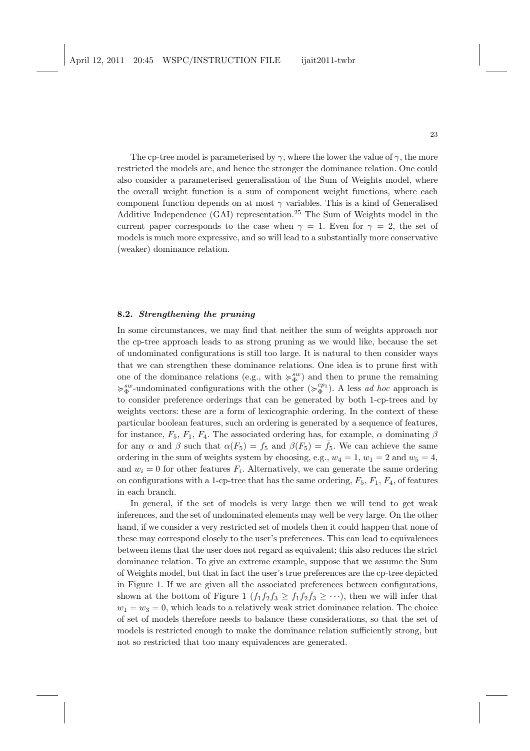The cp-tree model is parameterised by $\gamma$, where the lower the value of $\gamma$, the more restricted the models are, and hence the stronger the dominance relation. One could also consider a parameterised generalisation of the Sum of Weights model, where the overall weight function is a sum of component weight functions, where each component function depends on at most $\gamma$ variables. This is a kind of Generalised Additive Independence (GAI) representation.[25] The Sum of Weights model in the current paper corresponds to the case when $\gamma = 1$. Even for $\gamma = 2$, the set of models is much more expressive, and so will lead to a substantially more conservative (weaker) dominance relation.

### 8.2. *Strengthening the pruning*

In some circumstances, we may find that neither the sum of weights approach nor the cp-tree approach leads to as strong pruning as we would like, because the set of undominated configurations is still too large. It is natural to then consider ways that we can strengthen these dominance relations. One idea is to prune first with one of the dominance relations (e.g., with $\succcurlyeq^{sw}_{\Phi}$) and then to prune the remaining $\succcurlyeq^{sw}_{\Phi}$-undominated configurations with the other ($\succcurlyeq^{cp_1}_{\Phi}$). A less *ad hoc* approach is to consider preference orderings that can be generated by both 1-cp-trees and by weights vectors: these are a form of lexicographic ordering. In the context of these particular boolean features, such an ordering is generated by a sequence of features, for instance, $F_5$, $F_1$, $F_4$. The associated ordering has, for example, $\alpha$ dominating $\beta$ for any $\alpha$ and $\beta$ such that $\alpha(F_5) = f_5$ and $\beta(F_5) = \bar{f}_5$. We can achieve the same ordering in the sum of weights system by choosing, e.g., $w_4 = 1$, $w_1 = 2$ and $w_5 = 4$, and $w_i = 0$ for other features $F_i$. Alternatively, we can generate the same ordering on configurations with a 1-cp-tree that has the same ordering, $F_5$, $F_1$, $F_4$, of features in each branch.

In general, if the set of models is very large then we will tend to get weak inferences, and the set of undominated elements may well be very large. On the other hand, if we consider a very restricted set of models then it could happen that none of these may correspond closely to the user's preferences. This can lead to equivalences between items that the user does not regard as equivalent; this also reduces the strict dominance relation. To give an extreme example, suppose that we assume the Sum of Weights model, but that in fact the user's true preferences are the cp-tree depicted in Figure 1. If we are given all the associated preferences between configurations, shown at the bottom of Figure 1 ($f_1 f_2 f_3 \geq f_1 f_2 \bar{f}_3 \geq \cdots$), then we will infer that $w_1 = w_3 = 0$, which leads to a relatively weak strict dominance relation. The choice of set of models therefore needs to balance these considerations, so that the set of models is restricted enough to make the dominance relation sufficiently strong, but not so restricted that too many equivalences are generated.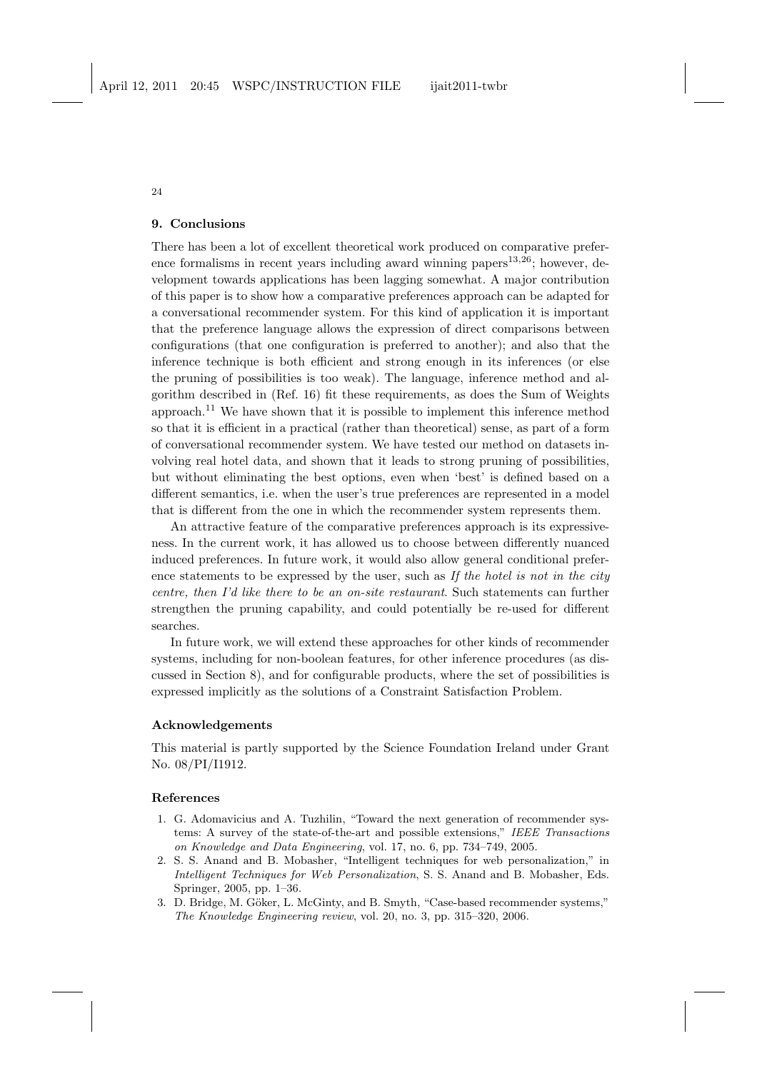## 9. Conclusions

There has been a lot of excellent theoretical work produced on comparative preference formalisms in recent years including award winning papers[13,26]; however, development towards applications has been lagging somewhat. A major contribution of this paper is to show how a comparative preferences approach can be adapted for a conversational recommender system. For this kind of application it is important that the preference language allows the expression of direct comparisons between configurations (that one configuration is preferred to another); and also that the inference technique is both efficient and strong enough in its inferences (or else the pruning of possibilities is too weak). The language, inference method and algorithm described in (Ref. 16) fit these requirements, as does the Sum of Weights approach.[11] We have shown that it is possible to implement this inference method so that it is efficient in a practical (rather than theoretical) sense, as part of a form of conversational recommender system. We have tested our method on datasets involving real hotel data, and shown that it leads to strong pruning of possibilities, but without eliminating the best options, even when 'best' is defined based on a different semantics, i.e. when the user's true preferences are represented in a model that is different from the one in which the recommender system represents them.

An attractive feature of the comparative preferences approach is its expressiveness. In the current work, it has allowed us to choose between differently nuanced induced preferences. In future work, it would also allow general conditional preference statements to be expressed by the user, such as *If the hotel is not in the city centre, then I'd like there to be an on-site restaurant*. Such statements can further strengthen the pruning capability, and could potentially be re-used for different searches.

In future work, we will extend these approaches for other kinds of recommender systems, including for non-boolean features, for other inference procedures (as discussed in Section 8), and for configurable products, where the set of possibilities is expressed implicitly as the solutions of a Constraint Satisfaction Problem.

### Acknowledgements

This material is partly supported by the Science Foundation Ireland under Grant No. 08/PI/I1912.

### References

1. G. Adomavicius and A. Tuzhilin, "Toward the next generation of recommender systems: A survey of the state-of-the-art and possible extensions," *IEEE Transactions on Knowledge and Data Engineering*, vol. 17, no. 6, pp. 734–749, 2005.
2. S. S. Anand and B. Mobasher, "Intelligent techniques for web personalization," in *Intelligent Techniques for Web Personalization*, S. S. Anand and B. Mobasher, Eds. Springer, 2005, pp. 1–36.
3. D. Bridge, M. Göker, L. McGinty, and B. Smyth, "Case-based recommender systems," *The Knowledge Engineering review*, vol. 20, no. 3, pp. 315–320, 2006.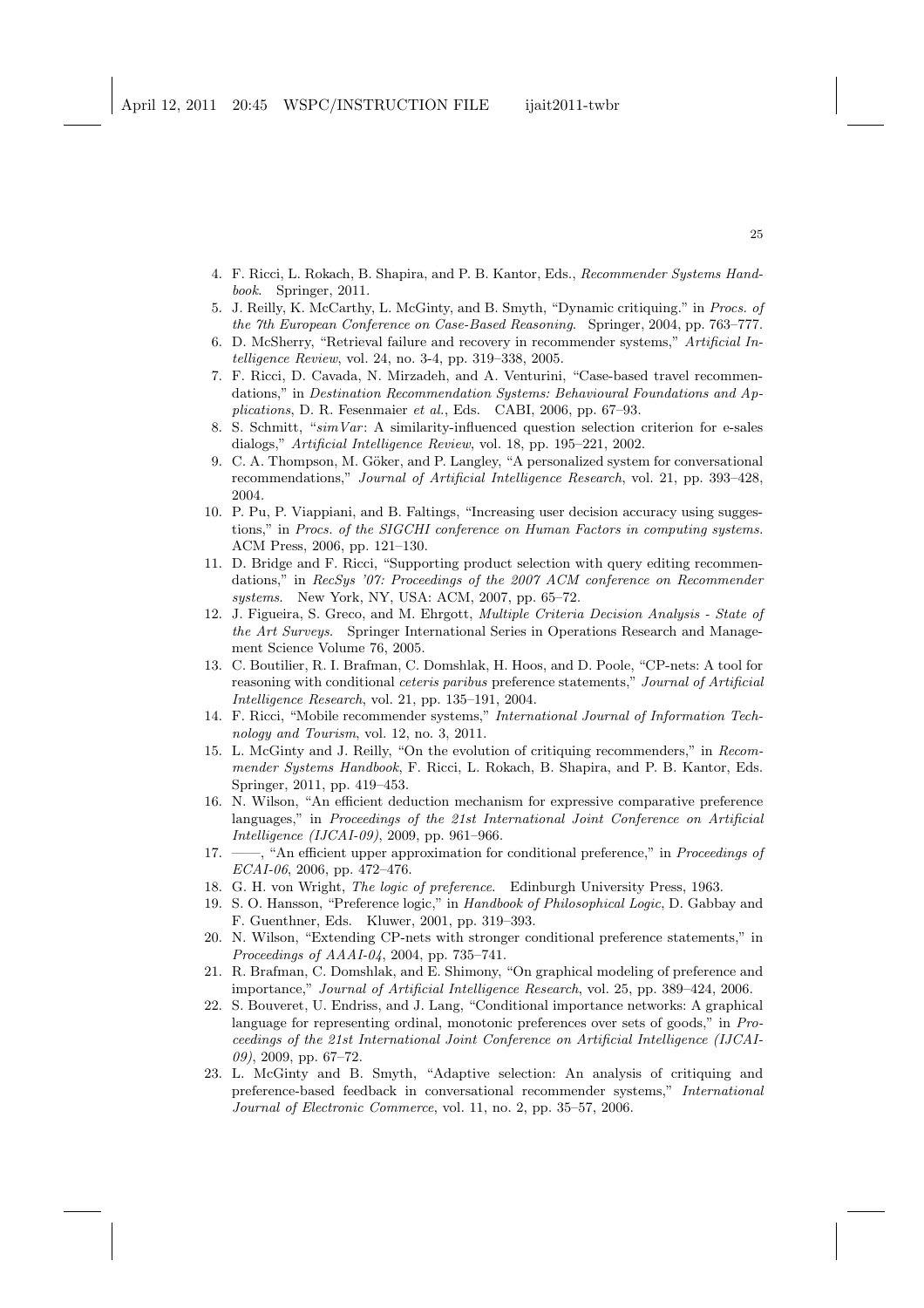4. F. Ricci, L. Rokach, B. Shapira, and P. B. Kantor, Eds., *Recommender Systems Handbook*. Springer, 2011.
5. J. Reilly, K. McCarthy, L. McGinty, and B. Smyth, "Dynamic critiquing." in *Procs. of the 7th European Conference on Case-Based Reasoning*. Springer, 2004, pp. 763–777.
6. D. McSherry, "Retrieval failure and recovery in recommender systems," *Artificial Intelligence Review*, vol. 24, no. 3-4, pp. 319–338, 2005.
7. F. Ricci, D. Cavada, N. Mirzadeh, and A. Venturini, "Case-based travel recommendations," in *Destination Recommendation Systems: Behavioural Foundations and Applications*, D. R. Fesenmaier *et al.*, Eds. CABI, 2006, pp. 67–93.
8. S. Schmitt, "*simVar*: A similarity-influenced question selection criterion for e-sales dialogs," *Artificial Intelligence Review*, vol. 18, pp. 195–221, 2002.
9. C. A. Thompson, M. Göker, and P. Langley, "A personalized system for conversational recommendations," *Journal of Artificial Intelligence Research*, vol. 21, pp. 393–428, 2004.
10. P. Pu, P. Viappiani, and B. Faltings, "Increasing user decision accuracy using suggestions," in *Procs. of the SIGCHI conference on Human Factors in computing systems*. ACM Press, 2006, pp. 121–130.
11. D. Bridge and F. Ricci, "Supporting product selection with query editing recommendations," in *RecSys '07: Proceedings of the 2007 ACM conference on Recommender systems*. New York, NY, USA: ACM, 2007, pp. 65–72.
12. J. Figueira, S. Greco, and M. Ehrgott, *Multiple Criteria Decision Analysis - State of the Art Surveys*. Springer International Series in Operations Research and Management Science Volume 76, 2005.
13. C. Boutilier, R. I. Brafman, C. Domshlak, H. Hoos, and D. Poole, "CP-nets: A tool for reasoning with conditional *ceteris paribus* preference statements," *Journal of Artificial Intelligence Research*, vol. 21, pp. 135–191, 2004.
14. F. Ricci, "Mobile recommender systems," *International Journal of Information Technology and Tourism*, vol. 12, no. 3, 2011.
15. L. McGinty and J. Reilly, "On the evolution of critiquing recommenders," in *Recommender Systems Handbook*, F. Ricci, L. Rokach, B. Shapira, and P. B. Kantor, Eds. Springer, 2011, pp. 419–453.
16. N. Wilson, "An efficient deduction mechanism for expressive comparative preference languages," in *Proceedings of the 21st International Joint Conference on Artificial Intelligence (IJCAI-09)*, 2009, pp. 961–966.
17. ——, "An efficient upper approximation for conditional preference," in *Proceedings of ECAI-06*, 2006, pp. 472–476.
18. G. H. von Wright, *The logic of preference*. Edinburgh University Press, 1963.
19. S. O. Hansson, "Preference logic," in *Handbook of Philosophical Logic*, D. Gabbay and F. Guenthner, Eds. Kluwer, 2001, pp. 319–393.
20. N. Wilson, "Extending CP-nets with stronger conditional preference statements," in *Proceedings of AAAI-04*, 2004, pp. 735–741.
21. R. Brafman, C. Domshlak, and E. Shimony, "On graphical modeling of preference and importance," *Journal of Artificial Intelligence Research*, vol. 25, pp. 389–424, 2006.
22. S. Bouveret, U. Endriss, and J. Lang, "Conditional importance networks: A graphical language for representing ordinal, monotonic preferences over sets of goods," in *Proceedings of the 21st International Joint Conference on Artificial Intelligence (IJCAI-09)*, 2009, pp. 67–72.
23. L. McGinty and B. Smyth, "Adaptive selection: An analysis of critiquing and preference-based feedback in conversational recommender systems," *International Journal of Electronic Commerce*, vol. 11, no. 2, pp. 35–57, 2006.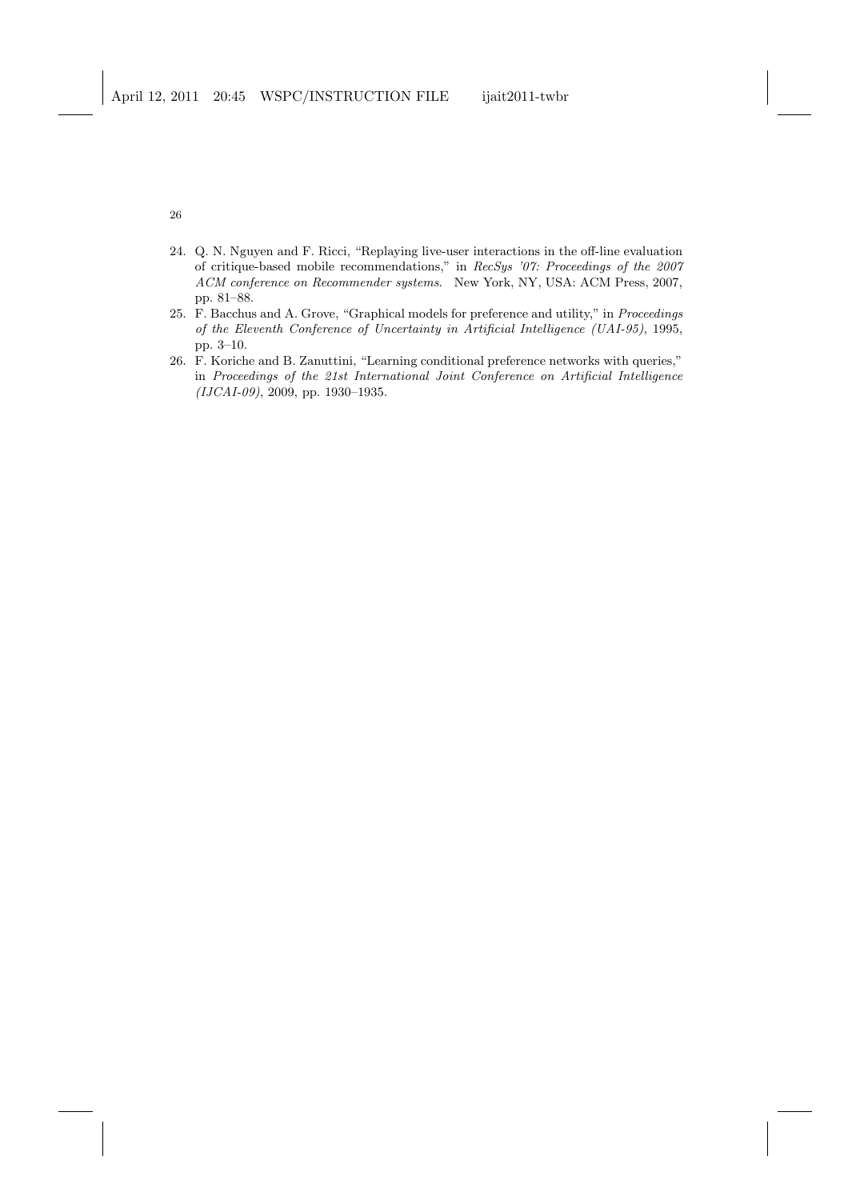24. Q. N. Nguyen and F. Ricci, "Replaying live-user interactions in the off-line evaluation of critique-based mobile recommendations," in *RecSys '07: Proceedings of the 2007 ACM conference on Recommender systems*. New York, NY, USA: ACM Press, 2007, pp. 81–88.
25. F. Bacchus and A. Grove, "Graphical models for preference and utility," in *Proceedings of the Eleventh Conference of Uncertainty in Artificial Intelligence (UAI-95)*, 1995, pp. 3–10.
26. F. Koriche and B. Zanuttini, "Learning conditional preference networks with queries," in *Proceedings of the 21st International Joint Conference on Artificial Intelligence (IJCAI-09)*, 2009, pp. 1930–1935.